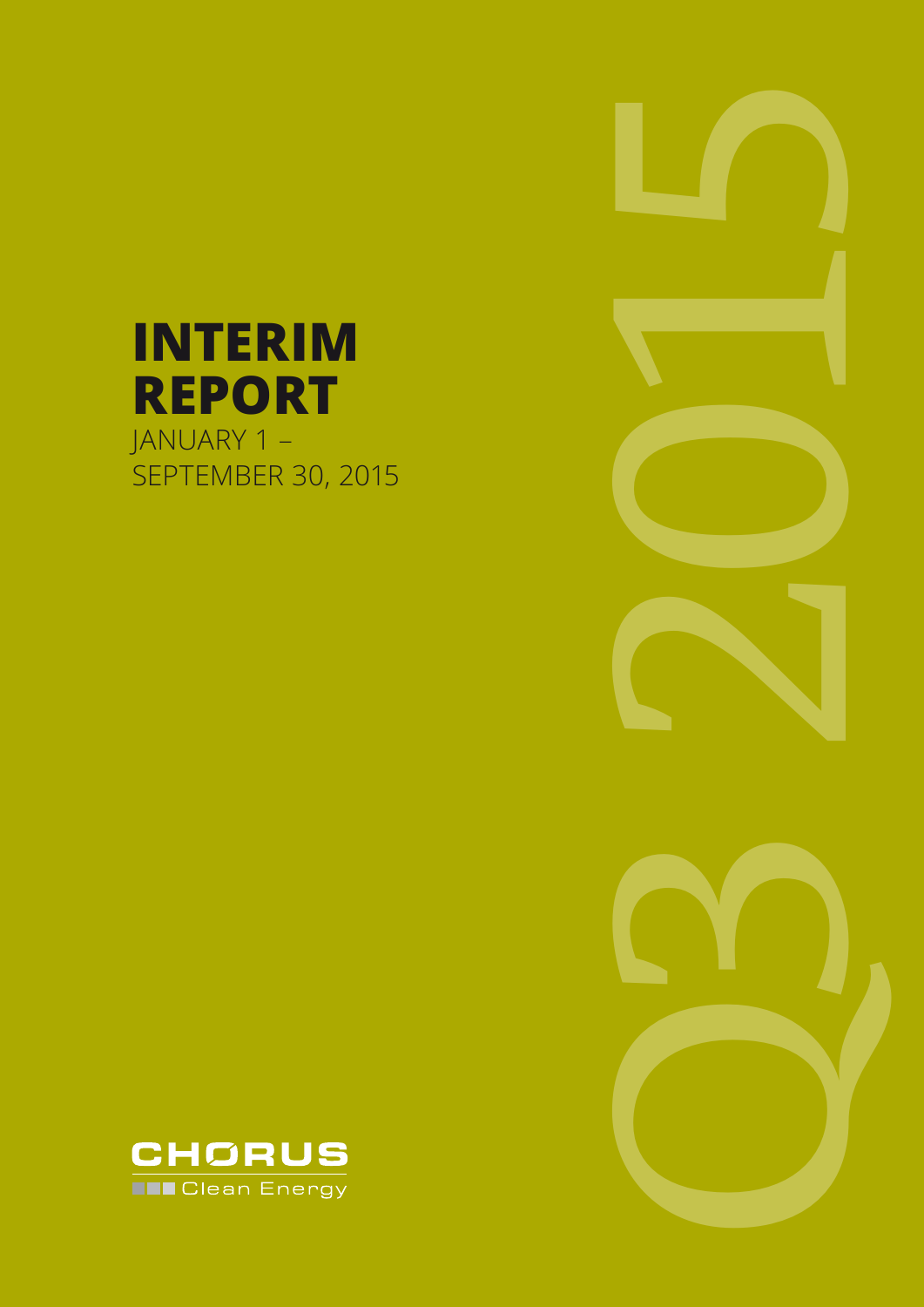# INTERIM REPORT

JANUARY 1 – SEPTEMBER 30, 2015

Q3 2015

CHORUS Clean Energy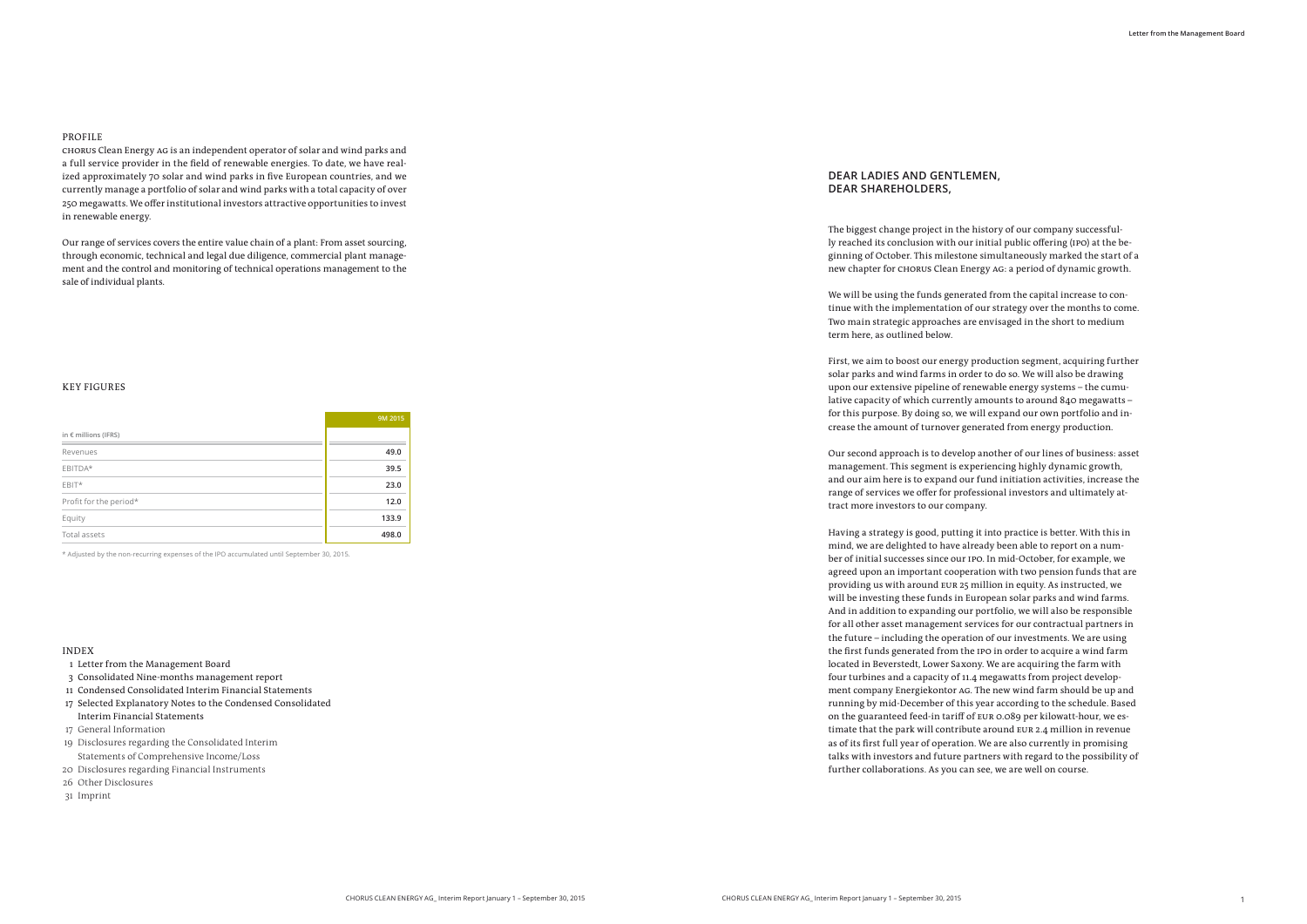## PROFILE

CHORUS Clean Energy AG is an independent operator of solar and wind parks and a full service provider in the field of renewable energies. To date, we have realized approximately 70 solar and wind parks in five European countries, and we currently manage a portfolio of solar and wind parks with a total capacity of over 250 megawatts. We offer institutional investors attractive opportunities to invest in renewable energy.

Our range of services covers the entire value chain of a plant: From asset sourcing, through economic, technical and legal due diligence, commercial plant management and the control and monitoring of technical operations management to the sale of individual plants.

## KEY FIGURES

| in € millions (IFRS) | 9M 2015 |
|---|---|
| Revenues | 49.0 |
| EBITDA* | 39.5 |
| EBIT* | 23.0 |
| Profit for the period* | 12.0 |
| Equity | 133.9 |
| Total assets | 498.0 |

\* Adjusted by the non-recurring expenses of the IPO accumulated until September 30, 2015.

## INDEX

1 Letter from the Management Board
3 Consolidated Nine-months management report
11 Condensed Consolidated Interim Financial Statements
17 Selected Explanatory Notes to the Condensed Consolidated Interim Financial Statements
17 General Information
19 Disclosures regarding the Consolidated Interim Statements of Comprehensive Income/Loss
20 Disclosures regarding Financial Instruments
26 Other Disclosures
31 Imprint

## DEAR LADIES AND GENTLEMEN, DEAR SHAREHOLDERS,

The biggest change project in the history of our company successfully reached its conclusion with our initial public offering (IPO) at the beginning of October. This milestone simultaneously marked the start of a new chapter for CHORUS Clean Energy AG: a period of dynamic growth.

We will be using the funds generated from the capital increase to continue with the implementation of our strategy over the months to come. Two main strategic approaches are envisaged in the short to medium term here, as outlined below.

First, we aim to boost our energy production segment, acquiring further solar parks and wind farms in order to do so. We will also be drawing upon our extensive pipeline of renewable energy systems – the cumulative capacity of which currently amounts to around 840 megawatts – for this purpose. By doing so, we will expand our own portfolio and increase the amount of turnover generated from energy production.

Our second approach is to develop another of our lines of business: asset management. This segment is experiencing highly dynamic growth, and our aim here is to expand our fund initiation activities, increase the range of services we offer for professional investors and ultimately attract more investors to our company.

Having a strategy is good, putting it into practice is better. With this in mind, we are delighted to have already been able to report on a number of initial successes since our IPO. In mid-October, for example, we agreed upon an important cooperation with two pension funds that are providing us with around EUR 25 million in equity. As instructed, we will be investing these funds in European solar parks and wind farms. And in addition to expanding our portfolio, we will also be responsible for all other asset management services for our contractual partners in the future – including the operation of our investments. We are using the first funds generated from the IPO in order to acquire a wind farm located in Beverstedt, Lower Saxony. We are acquiring the farm with four turbines and a capacity of 11.4 megawatts from project development company Energiekontor AG. The new wind farm should be up and running by mid-December of this year according to the schedule. Based on the guaranteed feed-in tariff of EUR 0.089 per kilowatt-hour, we estimate that the park will contribute around EUR 2.4 million in revenue as of its first full year of operation. We are also currently in promising talks with investors and future partners with regard to the possibility of further collaborations. As you can see, we are well on course.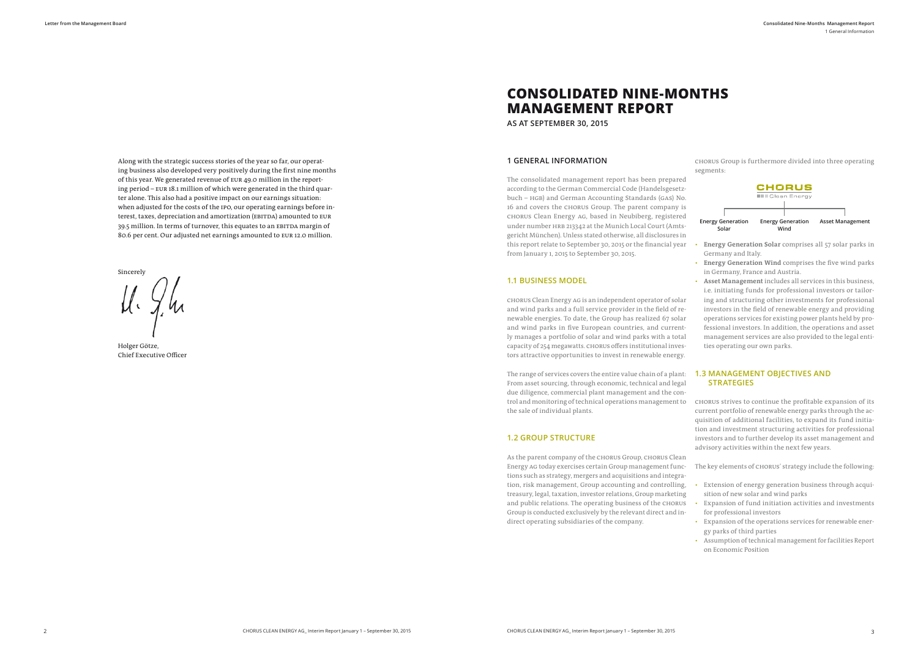Along with the strategic success stories of the year so far, our operating business also developed very positively during the first nine months of this year. We generated revenue of EUR 49.0 million in the reporting period – EUR 18.1 million of which were generated in the third quarter alone. This also had a positive impact on our earnings situation: when adjusted for the costs of the IPO, our operating earnings before interest, taxes, depreciation and amortization (EBITDA) amounted to EUR 39.5 million. In terms of turnover, this equates to an EBITDA margin of 80.6 per cent. Our adjusted net earnings amounted to EUR 12.0 million.

Sincerely

Holger Götze,
Chief Executive Officer

# CONSOLIDATED NINE-MONTHS MANAGEMENT REPORT

**AS AT SEPTEMBER 30, 2015**

## 1 GENERAL INFORMATION

The consolidated management report has been prepared according to the German Commercial Code (Handelsgesetzbuch – HGB) and German Accounting Standards (GAS) No. 16 and covers the CHORUS Group. The parent company is CHORUS Clean Energy AG, based in Neubiberg, registered under number HRB 213342 at the Munich Local Court (Amtsgericht München). Unless stated otherwise, all disclosures in this report relate to September 30, 2015 or the financial year from January 1, 2015 to September 30, 2015.

### 1.1 BUSINESS MODEL

CHORUS Clean Energy AG is an independent operator of solar and wind parks and a full service provider in the field of renewable energies. To date, the Group has realized 67 solar and wind parks in five European countries, and currently manages a portfolio of solar and wind parks with a total capacity of 254 megawatts. CHORUS offers institutional investors attractive opportunities to invest in renewable energy.

The range of services covers the entire value chain of a plant: From asset sourcing, through economic, technical and legal due diligence, commercial plant management and the control and monitoring of technical operations management to the sale of individual plants.

### 1.2 GROUP STRUCTURE

As the parent company of the CHORUS Group, CHORUS Clean Energy AG today exercises certain Group management functions such as strategy, mergers and acquisitions and integration, risk management, Group accounting and controlling, treasury, legal, taxation, investor relations, Group marketing and public relations. The operating business of the CHORUS Group is conducted exclusively by the relevant direct and indirect operating subsidiaries of the company.

CHORUS Group is furthermore divided into three operating segments:

CHORUS Clean Energy

- Energy Generation Solar
- Energy Generation Wind
- Asset Management

- **Energy Generation Solar** comprises all 57 solar parks in Germany and Italy.
- **Energy Generation Wind** comprises the five wind parks in Germany, France and Austria.
- **Asset Management** includes all services in this business, i.e. initiating funds for professional investors or tailoring and structuring other investments for professional investors in the field of renewable energy and providing operations services for existing power plants held by professional investors. In addition, the operations and asset management services are also provided to the legal entities operating our own parks.

### 1.3 MANAGEMENT OBJECTIVES AND STRATEGIES

CHORUS strives to continue the profitable expansion of its current portfolio of renewable energy parks through the acquisition of additional facilities, to expand its fund initiation and investment structuring activities for professional investors and to further develop its asset management and advisory activities within the next few years.

The key elements of CHORUS' strategy include the following:

- Extension of energy generation business through acquisition of new solar and wind parks
- Expansion of fund initiation activities and investments for professional investors
- Expansion of the operations services for renewable energy parks of third parties
- Assumption of technical management for facilities Report on Economic Position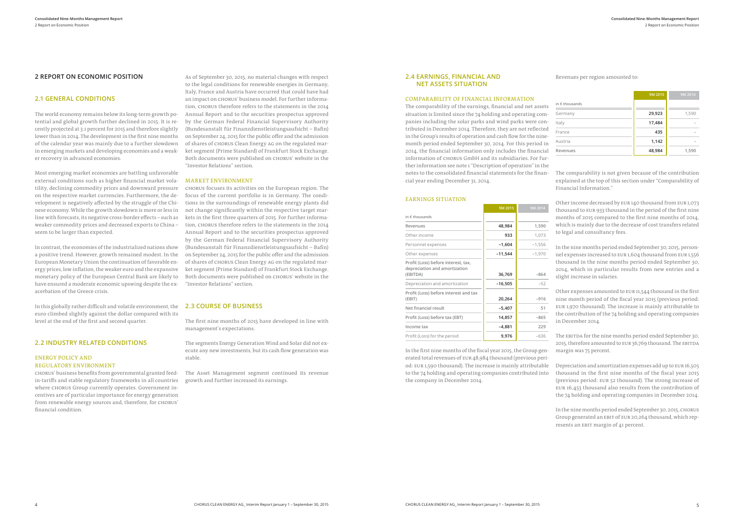# 2 REPORT ON ECONOMIC POSITION

## 2.1 GENERAL CONDITIONS

The world economy remains below its long-term growth potential and global growth further declined in 2015. It is recently projected at 3.1 percent for 2015 and therefore slightly lower than in 2014. The development in the first nine months of the calendar year was mainly due to a further slowdown in emerging markets and developing economies and a weaker recovery in advanced economies.

Most emerging market economies are battling unfavorable external conditions such as higher financial market volatility, declining commodity prices and downward pressure on the respective market currencies. Furthermore, the development is negatively affected by the struggle of the Chinese economy. While the growth slowdown is more or less in line with forecasts, its negative cross-border effects – such as weaker commodity prices and decreased exports to China – seem to be larger than expected.

In contrast, the economies of the industrialized nations show a positive trend. However, growth remained modest. In the European Monetary Union the continuation of favorable energy prices, low inflation, the weaker euro and the expansive monetary policy of the European Central Bank are likely to have ensured a moderate economic upswing despite the exacerbation of the Greece crisis.

In this globally rather difficult and volatile environment, the euro climbed slightly against the dollar compared with its level at the end of the first and second quarter.

## 2.2 INDUSTRY RELATED CONDITIONS

### ENERGY POLICY AND REGULATORY ENVIRONMENT

CHORUS' business benefits from governmental granted feed-in-tariffs and stable regulatory frameworks in all countries where CHORUS Group currently operates. Government incentives are of particular importance for energy generation from renewable energy sources and, therefore, for CHORUS' financial condition.

As of September 30, 2015, no material changes with respect to the legal conditions for renewable energies in Germany, Italy, France and Austria have occurred that could have had an impact on CHORUS' business model. For further information, CHORUS therefore refers to the statements in the 2014 Annual Report and to the securities prospectus approved by the German Federal Financial Supervisory Authority (Bundesanstalt für Finanzdienstleistungsaufsicht – Bafin) on September 24, 2015 for the public offer and the admission of shares of CHORUS Clean Energy AG on the regulated market segment (Prime Standard) of Frankfurt Stock Exchange. Both documents were published on CHORUS' website in the "Investor Relations" section.

### MARKET ENVIRONMENT

CHORUS focuses its activities on the European region. The focus of the current portfolio is in Germany. The conditions in the surroundings of renewable energy plants did not change significantly within the respective target markets in the first three quarters of 2015. For further information, CHORUS therefore refers to the statements in the 2014 Annual Report and to the securities prospectus approved by the German Federal Financial Supervisory Authority (Bundesanstalt für Finanzdienstleistungsaufsicht – Bafin) on September 24, 2015 for the public offer and the admission of shares of CHORUS Clean Energy AG on the regulated market segment (Prime Standard) of Frankfurt Stock Exchange. Both documents were published on CHORUS' website in the "Investor Relations" section.

## 2.3 COURSE OF BUSINESS

The first nine months of 2015 have developed in line with management's expectations.

The segments Energy Generation Wind and Solar did not execute any new investments, but its cash flow generation was stable.

The Asset Management segment continued its revenue growth and further increased its earnings.

## 2.4 EARNINGS, FINANCIAL AND NET ASSETS SITUATION

### COMPARABILITY OF FINANCIAL INFORMATION

The comparability of the earnings, financial and net assets situation is limited since the 74 holding and operating companies including the solar parks and wind parks were contributed in December 2014. Therefore, they are not reflected in the Group's results of operation and cash flow for the nine-month period ended September 30, 2014. For this period in 2014, the financial information only includes the financial information of CHORUS GmbH and its subsidiaries. For further information see note 1 "Description of operation" in the notes to the consolidated financial statements for the financial year ending December 31, 2014.

### EARNINGS SITUATION

| in € thousands | 9M 2015 | 9M 2014 |
|---|---|---|
| Revenues | 48,984 | 1,590 |
| Other income | 933 | 1,073 |
| Personnel expenses | –1,604 | –1,556 |
| Other expenses | –11,544 | –1,970 |
| Profit (Loss) before interest, tax, depreciation and amortization (EBITDA) | 36,769 | –864 |
| Depreciation and amortization | –16,505 | –52 |
| Profit (Loss) before interest and tax (EBIT) | 20,264 | –916 |
| Net financial result | –5,407 | 51 |
| Profit (Loss) before tax (EBT) | 14,857 | –865 |
| Income tax | –4,881 | 229 |
| Profit (Loss) for the period | 9,976 | –636 |

In the first nine months of the fiscal year 2015, the Group generated total revenues of EUR 48,984 thousand (previous period: EUR 1,590 thousand). The increase is mainly attributable to the 74 holding and operating companies contributed into the company in December 2014.

Revenues per region amounted to:

| in € thousands | 9M 2015 | 9M 2014 |
|---|---|---|
| Germany | 29,923 | 1,590 |
| Italy | 17,484 | – |
| France | 435 | – |
| Austria | 1,142 | – |
| Revenues | 48,984 | 1,590 |

The comparability is not given because of the contribution explained at the top of this section under "Comparability of Financial Information."

Other income decreased by EUR 140 thousand from EUR 1,073 thousand to EUR 933 thousand in the period of the first nine months of 2015 compared to the first nine months of 2014, which is mainly due to the decrease of cost transfers related to legal and consultancy fees.

In the nine months period ended September 30, 2015, personnel expenses increased to EUR 1,604 thousand from EUR 1,556 thousand in the nine months period ended September 30, 2014, which in particular results from new entries and a slight increase in salaries.

Other expenses amounted to EUR 11,544 thousand in the first nine month period of the fiscal year 2015 (previous period: EUR 1,970 thousand). The increase is mainly attributable to the contribution of the 74 holding and operating companies in December 2014.

The EBITDA for the nine months period ended September 30, 2015, therefore amounted to EUR 36,769 thousand. The EBITDA margin was 75 percent.

Depreciation and amortization expenses add up to EUR 16,505 thousand in the first nine months of the fiscal year 2015 (previous period: EUR 52 thousand). The strong increase of EUR 16,453 thousand also results from the contribution of the 74 holding and operating companies in December 2014.

In the nine months period ended September 30, 2015, CHORUS Group generated an EBIT of EUR 20,264 thousand, which represents an EBIT margin of 41 percent.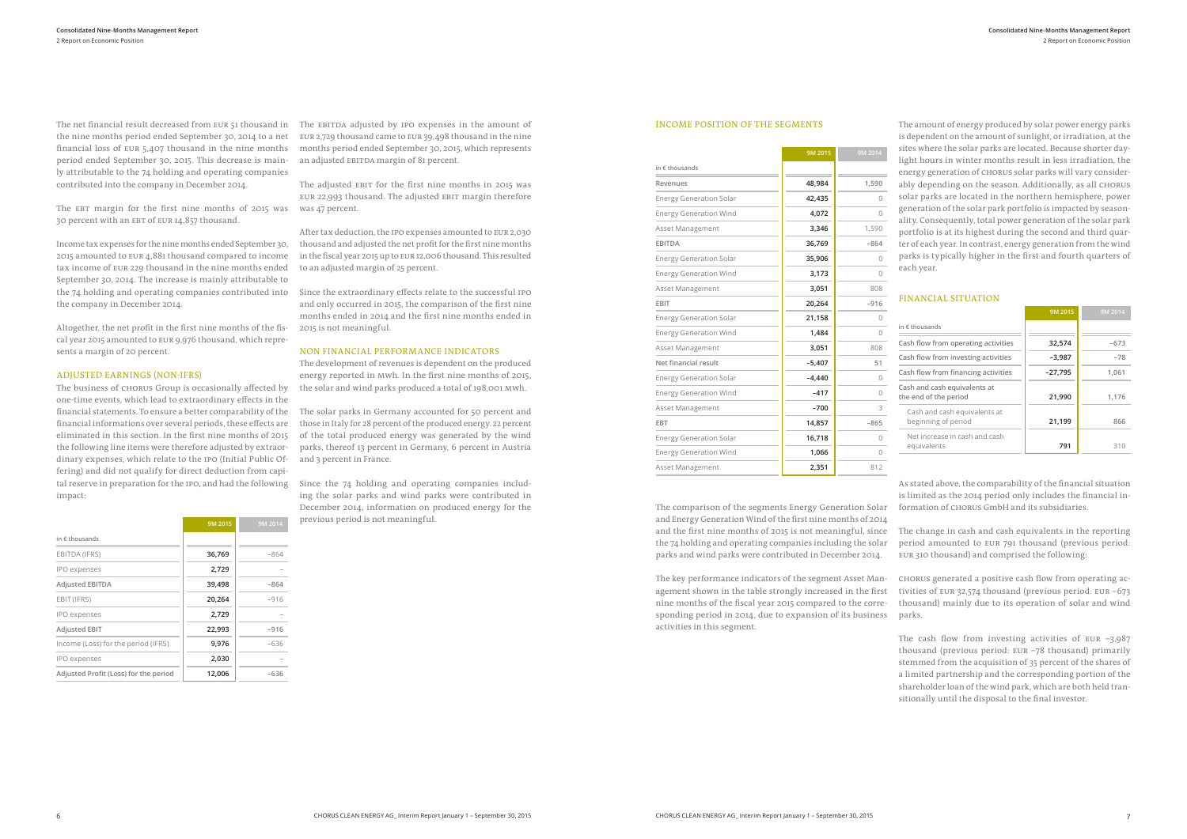The net financial result decreased from EUR 51 thousand in the nine months period ended September 30, 2014 to a net financial loss of EUR 5,407 thousand in the nine months period ended September 30, 2015. This decrease is mainly attributable to the 74 holding and operating companies contributed into the company in December 2014.

The EBT margin for the first nine months of 2015 was 30 percent with an EBT of EUR 14,857 thousand.

Income tax expenses for the nine months ended September 30, 2015 amounted to EUR 4,881 thousand compared to income tax income of EUR 229 thousand in the nine months ended September 30, 2014. The increase is mainly attributable to the 74 holding and operating companies contributed into the company in December 2014.

Altogether, the net profit in the first nine months of the fiscal year 2015 amounted to EUR 9,976 thousand, which represents a margin of 20 percent.

## ADJUSTED EARNINGS (NON-IFRS)

The business of CHORUS Group is occasionally affected by one-time events, which lead to extraordinary effects in the financial statements. To ensure a better comparability of the financial informations over several periods, these effects are eliminated in this section. In the first nine months of 2015 the following line items were therefore adjusted by extraordinary expenses, which relate to the IPO (Initial Public Offering) and did not qualify for direct deduction from capital reserve in preparation for the IPO, and had the following impact:

| in € thousands | 9M 2015 | 9M 2014 |
|---|---|---|
| EBITDA (IFRS) | 36,769 | –864 |
| IPO expenses | 2,729 | – |
| **Adjusted EBITDA** | **39,498** | **–864** |
| EBIT (IFRS) | 20,264 | –916 |
| IPO expenses | 2,729 | – |
| **Adjusted EBIT** | **22,993** | **–916** |
| Income (Loss) for the period (IFRS) | 9,976 | –636 |
| IPO expenses | 2,030 | – |
| **Adjusted Profit (Loss) for the period** | **12,006** | **–636** |

The EBITDA adjusted by IPO expenses in the amount of EUR 2,729 thousand came to EUR 39,498 thousand in the nine months period ended September 30, 2015, which represents an adjusted EBITDA margin of 81 percent.

The adjusted EBIT for the first nine months in 2015 was EUR 22,993 thousand. The adjusted EBIT margin therefore was 47 percent.

After tax deduction, the IPO expenses amounted to EUR 2,030 thousand and adjusted the net profit for the first nine months in the fiscal year 2015 up to EUR 12,006 thousand. This resulted to an adjusted margin of 25 percent.

Since the extraordinary effects relate to the successful IPO and only occurred in 2015, the comparison of the first nine months ended in 2014 and the first nine months ended in 2015 is not meaningful.

## NON FINANCIAL PERFORMANCE INDICATORS

The development of revenues is dependent on the produced energy reported in MWh. In the first nine months of 2015, the solar and wind parks produced a total of 198,001 MWh.

The solar parks in Germany accounted for 50 percent and those in Italy for 28 percent of the produced energy. 22 percent of the total produced energy was generated by the wind parks, thereof 13 percent in Germany, 6 percent in Austria and 3 percent in France.

Since the 74 holding and operating companies including the solar parks and wind parks were contributed in December 2014, information on produced energy for the previous period is not meaningful.

## INCOME POSITION OF THE SEGMENTS

| in € thousands | 9M 2015 | 9M 2014 |
|---|---|---|
| Revenues | 48,984 | 1,590 |
| Energy Generation Solar | 42,435 | 0 |
| Energy Generation Wind | 4,072 | 0 |
| Asset Management | 3,346 | 1,590 |
| EBITDA | 36,769 | –864 |
| Energy Generation Solar | 35,906 | 0 |
| Energy Generation Wind | 3,173 | 0 |
| Asset Management | 3,051 | 808 |
| EBIT | 20,264 | –916 |
| Energy Generation Solar | 21,158 | 0 |
| Energy Generation Wind | 1,484 | 0 |
| Asset Management | 3,051 | 808 |
| Net financial result | –5,407 | 51 |
| Energy Generation Solar | –4,440 | 0 |
| Energy Generation Wind | –417 | 0 |
| Asset Management | –700 | 3 |
| EBT | 14,857 | –865 |
| Energy Generation Solar | 16,718 | 0 |
| Energy Generation Wind | 1,066 | 0 |
| Asset Management | 2,351 | 812 |

The comparison of the segments Energy Generation Solar and Energy Generation Wind of the first nine months of 2014 and the first nine months of 2015 is not meaningful, since the 74 holding and operating companies including the solar parks and wind parks were contributed in December 2014.

The key performance indicators of the segment Asset Management shown in the table strongly increased in the first nine months of the fiscal year 2015 compared to the corresponding period in 2014, due to expansion of its business activities in this segment.

The amount of energy produced by solar power energy parks is dependent on the amount of sunlight, or irradiation, at the sites where the solar parks are located. Because shorter daylight hours in winter months result in less irradiation, the energy generation of CHORUS solar parks will vary considerably depending on the season. Additionally, as all CHORUS solar parks are located in the northern hemisphere, power generation of the solar park portfolio is impacted by seasonality. Consequently, total power generation of the solar park portfolio is at its highest during the second and third quarter of each year. In contrast, energy generation from the wind parks is typically higher in the first and fourth quarters of each year.

## FINANCIAL SITUATION

| in € thousands | 9M 2015 | 9M 2014 |
|---|---|---|
| Cash flow from operating activities | 32,574 | –673 |
| Cash flow from investing activities | –3,987 | –78 |
| Cash flow from financing activities | –27,795 | 1,061 |
| Cash and cash equivalents at the end of the period | 21,990 | 1,176 |
| Cash and cash equivalents at beginning of period | 21,199 | 866 |
| Net increase in cash and cash equivalents | 791 | 310 |

As stated above, the comparability of the financial situation is limited as the 2014 period only includes the financial information of CHORUS GmbH and its subsidiaries.

The change in cash and cash equivalents in the reporting period amounted to EUR 791 thousand (previous period: EUR 310 thousand) and comprised the following:

CHORUS generated a positive cash flow from operating activities of EUR 32,574 thousand (previous period: EUR –673 thousand) mainly due to its operation of solar and wind parks.

The cash flow from investing activities of EUR –3,987 thousand (previous period: EUR –78 thousand) primarily stemmed from the acquisition of 35 percent of the shares of a limited partnership and the corresponding portion of the shareholder loan of the wind park, which are both held transitionally until the disposal to the final investor.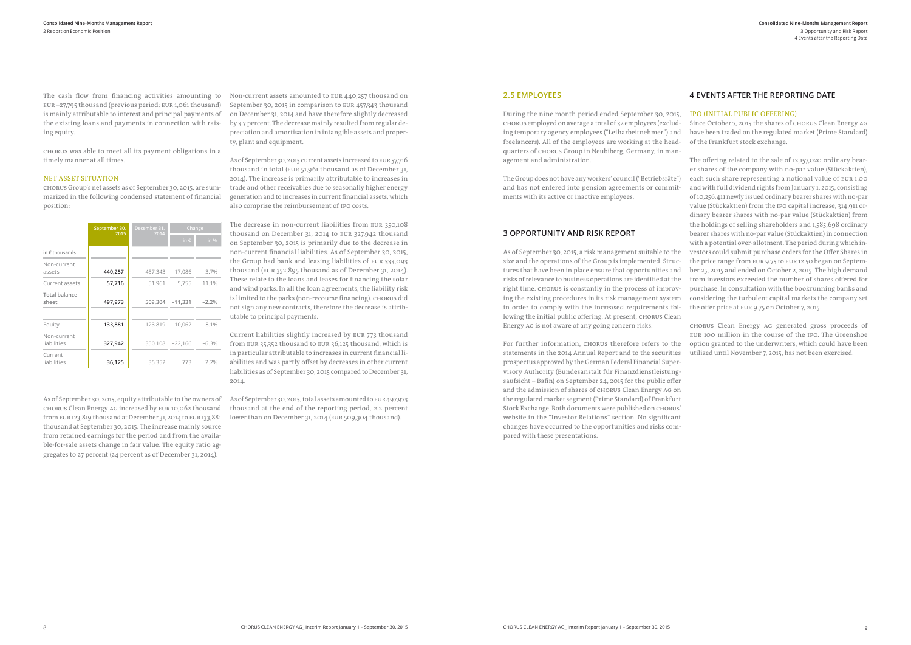The cash flow from financing activities amounting to EUR –27,795 thousand (previous period: EUR 1,061 thousand) is mainly attributable to interest and principal payments of the existing loans and payments in connection with raising equity.

CHORUS was able to meet all its payment obligations in a timely manner at all times.

### NET ASSET SITUATION

CHORUS Group's net assets as of September 30, 2015, are summarized in the following condensed statement of financial position:

| in € thousands | September 30, 2015 | December 31, 2014 | Change in € | Change in % |
|---|---|---|---|---|
| Non-current assets | **440,257** | 457,343 | –17,086 | –3.7% |
| Current assets | **57,716** | 51,961 | 5,755 | 11.1% |
| **Total balance sheet** | **497,973** | 509,304 | –11,331 | –2.2% |
| Equity | **133,881** | 123,819 | 10,062 | 8.1% |
| Non-current liabilities | **327,942** | 350,108 | –22,166 | –6.3% |
| Current liabilities | **36,125** | 35,352 | 773 | 2.2% |

As of September 30, 2015, equity attributable to the owners of CHORUS Clean Energy AG increased by EUR 10,062 thousand from EUR 123,819 thousand at December 31, 2014 to EUR 133,881 thousand at September 30, 2015. The increase mainly source from retained earnings for the period and from the available-for-sale assets change in fair value. The equity ratio aggregates to 27 percent (24 percent as of December 31, 2014).

Non-current assets amounted to EUR 440,257 thousand on September 30, 2015 in comparison to EUR 457,343 thousand on December 31, 2014 and have therefore slightly decreased by 3.7 percent. The decrease mainly resulted from regular depreciation and amortisation in intangible assets and property, plant and equipment.

As of September 30, 2015 current assets increased to EUR 57,716 thousand in total (EUR 51,961 thousand as of December 31, 2014). The increase is primarily attributable to increases in trade and other receivables due to seasonally higher energy generation and to increases in current financial assets, which also comprise the reimbursement of IPO costs.

The decrease in non-current liabilities from EUR 350,108 thousand on December 31, 2014 to EUR 327,942 thousand on September 30, 2015 is primarily due to the decrease in non-current financial liabilities. As of September 30, 2015, the Group had bank and leasing liabilities of EUR 333,093 thousand (EUR 352,895 thousand as of December 31, 2014). These relate to the loans and leases for financing the solar and wind parks. In all the loan agreements, the liability risk is limited to the parks (non-recourse financing). CHORUS did not sign any new contracts, therefore the decrease is attributable to principal payments.

Current liabilities slightly increased by EUR 773 thousand from EUR 35,352 thousand to EUR 36,125 thousand, which is in particular attributable to increases in current financial liabilities and was partly offset by decreases in other current liabilities as of September 30, 2015 compared to December 31, 2014.

As of September 30, 2015, total assets amounted to EUR 497,973 thousand at the end of the reporting period, 2.2 percent lower than on December 31, 2014 (EUR 509,304 thousand).

## 2.5 EMPLOYEES

During the nine month period ended September 30, 2015, CHORUS employed on average a total of 32 employees (excluding temporary agency employees ("Leiharbeitnehmer") and freelancers). All of the employees are working at the headquarters of CHORUS Group in Neubiberg, Germany, in management and administration.

The Group does not have any workers' council ("Betriebsräte") and has not entered into pension agreements or commitments with its active or inactive employees.

## 3 OPPORTUNITY AND RISK REPORT

As of September 30, 2015, a risk management suitable to the size and the operations of the Group is implemented. Structures that have been in place ensure that opportunities and risks of relevance to business operations are identified at the right time. CHORUS is constantly in the process of improving the existing procedures in its risk management system in order to comply with the increased requirements following the initial public offering. At present, CHORUS Clean Energy AG is not aware of any going concern risks.

For further information, CHORUS therefore refers to the statements in the 2014 Annual Report and to the securities prospectus approved by the German Federal Financial Supervisory Authority (Bundesanstalt für Finanzdienstleistungsaufsicht – Bafin) on September 24, 2015 for the public offer and the admission of shares of CHORUS Clean Energy AG on the regulated market segment (Prime Standard) of Frankfurt Stock Exchange. Both documents were published on CHORUS' website in the "Investor Relations" section. No significant changes have occurred to the opportunities and risks compared with these presentations.

## 4 EVENTS AFTER THE REPORTING DATE

### IPO (INITIAL PUBLIC OFFERING)

Since October 7, 2015 the shares of CHORUS Clean Energy AG have been traded on the regulated market (Prime Standard) of the Frankfurt stock exchange.

The offering related to the sale of 12,157,020 ordinary bearer shares of the company with no-par value (Stückaktien), each such share representing a notional value of EUR 1.00 and with full dividend rights from January 1, 2015, consisting of 10,256,411 newly issued ordinary bearer shares with no-par value (Stückaktien) from the IPO capital increase, 314,911 ordinary bearer shares with no-par value (Stückaktien) from the holdings of selling shareholders and 1,585,698 ordinary bearer shares with no-par value (Stückaktien) in connection with a potential over-allotment. The period during which investors could submit purchase orders for the Offer Shares in the price range from EUR 9.75 to EUR 12.50 began on September 25, 2015 and ended on October 2, 2015. The high demand from investors exceeded the number of shares offered for purchase. In consultation with the bookrunning banks and considering the turbulent capital markets the company set the offer price at EUR 9.75 on October 7, 2015.

CHORUS Clean Energy AG generated gross proceeds of EUR 100 million in the course of the IPO. The Greenshoe option granted to the underwriters, which could have been utilized until November 7, 2015, has not been exercised.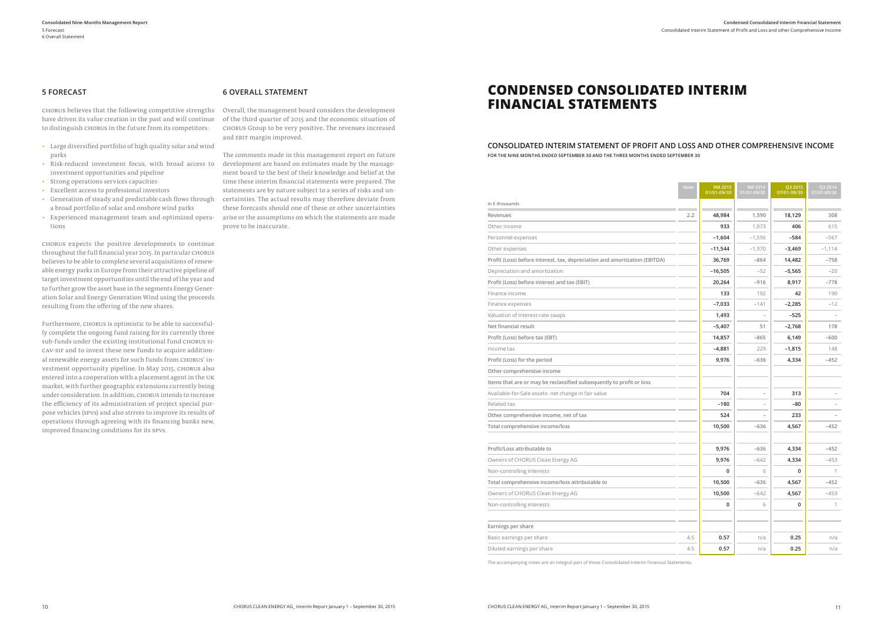## 5 FORECAST

CHORUS believes that the following competitive strengths have driven its value creation in the past and will continue to distinguish CHORUS in the future from its competitors:

- Large diversified portfolio of high quality solar and wind parks
- Risk-reduced investment focus, with broad access to investment opportunities and pipeline
- Strong operations services capacities
- Excellent access to professional investors
- Generation of steady and predictable cash flows through a broad portfolio of solar and onshore wind parks
- Experienced management team and optimized operations

CHORUS expects the positive developments to continue throughout the full financial year 2015. In particular CHORUS believes to be able to complete several acquisitions of renewable energy parks in Europe from their attractive pipeline of target investment opportunities until the end of the year and to further grow the asset base in the segments Energy Generation Solar and Energy Generation Wind using the proceeds resulting from the offering of the new shares.

Furthermore, CHORUS is optimistic to be able to successfully complete the ongoing fund raising for its currently three sub-funds under the existing institutional fund CHORUS SICAV-SIF and to invest these new funds to acquire additional renewable energy assets for such funds from CHORUS' investment opportunity pipeline. In May 2015, CHORUS also entered into a cooperation with a placement agent in the UK market, with further geographic extensions currently being under consideration. In addition, CHORUS intends to increase the efficiency of its administration of project special purpose vehicles (SPVs) and also strives to improve its results of operations through agreeing with its financing banks new, improved financing conditions for its SPVs.

## 6 OVERALL STATEMENT

Overall, the management board considers the development of the third quarter of 2015 and the economic situation of CHORUS Group to be very positive. The revenues increased and EBIT margin improved.

The comments made in this management report on future development are based on estimates made by the management board to the best of their knowledge and belief at the time these interim financial statements were prepared. The statements are by nature subject to a series of risks and uncertainties. The actual results may therefore deviate from these forecasts should one of these or other uncertainties arise or the assumptions on which the statements are made prove to be inaccurate.

# CONDENSED CONSOLIDATED INTERIM FINANCIAL STATEMENTS

### CONSOLIDATED INTERIM STATEMENT OF PROFIT AND LOSS AND OTHER COMPREHENSIVE INCOME

**FOR THE NINE MONTHS ENDED SEPTEMBER 30 AND THE THREE MONTHS ENDED SEPTEMBER 30**

| in € thousands | Note | 9M 2015 01/01-09/30 | 9M 2014 01/01-09/30 | Q3 2015 07/01-09/30 | Q3 2014 07/01-09/30 |
|---|---|---|---|---|---|
| Revenues | 2.2 | 48,984 | 1,590 | 18,129 | 308 |
| Other income | | 933 | 1,073 | 406 | 615 |
| Personnel expenses | | –1,604 | –1,556 | –584 | –567 |
| Other expenses | | –11,544 | –1,970 | –3,469 | –1,114 |
| Profit (Loss) before interest, tax, depreciation and amortization (EBITDA) | | 36,769 | –864 | 14,482 | –758 |
| Depreciation and amortization | | –16,505 | –52 | –5,565 | –20 |
| Profit (Loss) before interest and tax (EBIT) | | 20,264 | –916 | 8,917 | –778 |
| Finance income | | 133 | 192 | 42 | 190 |
| Finance expenses | | –7,033 | –141 | –2,285 | –12 |
| Valuation of interest-rate swaps | | 1,493 | – | –525 | – |
| Net financial result | | –5,407 | 51 | –2,768 | 178 |
| Profit (Loss) before tax (EBT) | | 14,857 | –865 | 6,149 | –600 |
| Income tax | | –4,881 | 229 | –1,815 | 148 |
| Profit (Loss) for the period | | 9,976 | –636 | 4,334 | –452 |
| Other comprehensive income | | | | | |
| Items that are or may be reclassified subsequently to profit or loss | | | | | |
| Available-for-Sale assets- net change in fair value | | 704 | – | 313 | – |
| Related tax | | –180 | – | –80 | – |
| Other comprehensive income, net of tax | | 524 | – | 233 | – |
| Total comprehensive income/loss | | 10,500 | –636 | 4,567 | –452 |
| | | | | | |
| Profit/Loss attributable to | | 9,976 | –636 | 4,334 | –452 |
| Owners of CHORUS Clean Energy AG | | 9,976 | –642 | 4,334 | –453 |
| Non-controlling interests | | 0 | 6 | 0 | 1 |
| Total comprehensive income/loss attributable to | | 10,500 | –636 | 4,567 | –452 |
| Owners of CHORUS Clean Energy AG | | 10,500 | –642 | 4,567 | –453 |
| Non-controlling interests | | 0 | 6 | 0 | 1 |
| | | | | | |
| Earnings per share | | | | | |
| Basic earnings per share | 4.5 | 0.57 | n/a | 0.25 | n/a |
| Diluted earnings per share | 4.5 | 0.57 | n/a | 0.25 | n/a |

The accompanying notes are an integral part of these Consolidated Interim Financial Statements.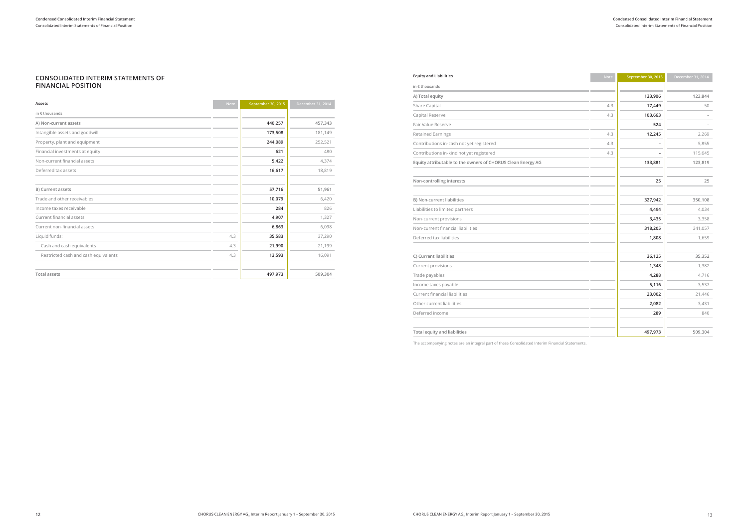## CONSOLIDATED INTERIM STATEMENTS OF FINANCIAL POSITION

| Assets | Note | September 30, 2015 | December 31, 2014 |
|---|---|---|---|
| in € thousands | | | |
| A) Non-current assets | | **440,257** | 457,343 |
| Intangible assets and goodwill | | **173,508** | 181,149 |
| Property, plant and equipment | | **244,089** | 252,521 |
| Financial investments at equity | | **621** | 480 |
| Non-current financial assets | | **5,422** | 4,374 |
| Deferred tax assets | | **16,617** | 18,819 |
| B) Current assets | | **57,716** | 51,961 |
| Trade and other receivables | | **10,079** | 6,420 |
| Income taxes receivable | | **284** | 826 |
| Current financial assets | | **4,907** | 1,327 |
| Current non-financial assets | | **6,863** | 6,098 |
| Liquid funds: | 4.3 | **35,583** | 37,290 |
| Cash and cash equivalents | 4.3 | **21,990** | 21,199 |
| Restricted cash and cash equivalents | 4.3 | **13,593** | 16,091 |
| Total assets | | **497,973** | 509,304 |

| Equity and Liabilities | Note | September 30, 2015 | December 31, 2014 |
|---|---|---|---|
| in € thousands | | | |
| A) Total equity | | **133,906** | 123,844 |
| Share Capital | 4.3 | **17,449** | 50 |
| Capital Reserve | 4.3 | **103,663** | – |
| Fair Value Reserve | | **524** | – |
| Retained Earnings | 4.3 | **12,245** | 2,269 |
| Contributions in-cash not yet registered | 4.3 | **–** | 5,855 |
| Contributions in-kind not yet registered | 4.3 | **–** | 115,645 |
| Equity attributable to the owners of CHORUS Clean Energy AG | | **133,881** | 123,819 |
| Non-controlling interests | | **25** | 25 |
| B) Non-current liabilities | | **327,942** | 350,108 |
| Liabilities to limited partners | | **4,494** | 4,034 |
| Non-current provisions | | **3,435** | 3,358 |
| Non-current financial liabilities | | **318,205** | 341,057 |
| Deferred tax liabilities | | **1,808** | 1,659 |
| C) Current liabilities | | **36,125** | 35,352 |
| Current provisions | | **1,348** | 1,382 |
| Trade payables | | **4,288** | 4,716 |
| Income taxes payable | | **5,116** | 3,537 |
| Current financial liabilities | | **23,002** | 21,446 |
| Other current liabilities | | **2,082** | 3,431 |
| Deferred income | | **289** | 840 |
| Total equity and liabilities | | **497,973** | 509,304 |

The accompanying notes are an integral part of these Consolidated Interim Financial Statements.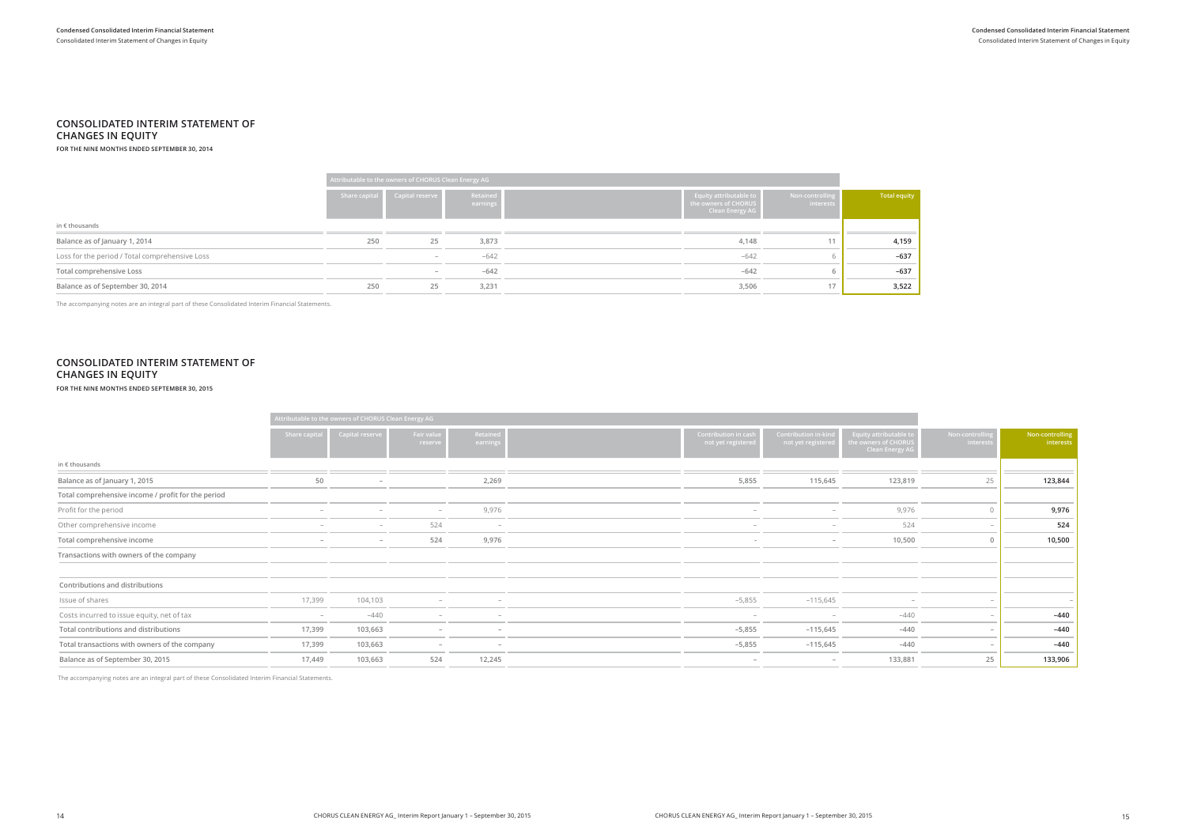## CONSOLIDATED INTERIM STATEMENT OF CHANGES IN EQUITY

**FOR THE NINE MONTHS ENDED SEPTEMBER 30, 2014**

| in € thousands | Attributable to the owners of CHORUS Clean Energy AG | | | | | |
|---|---|---|---|---|---|---|
| | Share capital | Capital reserve | Retained earnings | Equity attributable to the owners of CHORUS Clean Energy AG | Non-controlling interests | Total equity |
| Balance as of January 1, 2014 | 250 | 25 | 3,873 | 4,148 | 11 | **4,159** |
| Loss for the period / Total comprehensive Loss | | – | –642 | –642 | 6 | **–637** |
| Total comprehensive Loss | | – | –642 | –642 | 6 | **–637** |
| Balance as of September 30, 2014 | 250 | 25 | 3,231 | 3,506 | 17 | **3,522** |

The accompanying notes are an integral part of these Consolidated Interim Financial Statements.

## CONSOLIDATED INTERIM STATEMENT OF CHANGES IN EQUITY

**FOR THE NINE MONTHS ENDED SEPTEMBER 30, 2015**

| in € thousands | Attributable to the owners of CHORUS Clean Energy AG | | | | | | | | |
|---|---|---|---|---|---|---|---|---|---|
| | Share capital | Capital reserve | Fair value reserve | Retained earnings | Contribution in cash not yet registered | Contribution in-kind not yet registered | Equity attributable to the owners of CHORUS Clean Energy AG | Non-controlling interests | Non-controlling interests |
| Balance as of January 1, 2015 | 50 | – | | 2,269 | 5,855 | 115,645 | 123,819 | 25 | **123,844** |
| Total comprehensive income / profit for the period | | | | | | | | | |
| Profit for the period | – | – | – | 9,976 | – | – | 9,976 | 0 | **9,976** |
| Other comprehensive income | – | – | 524 | – | – | – | 524 | – | **524** |
| Total comprehensive income | – | – | 524 | 9,976 | – | – | 10,500 | 0 | **10,500** |
| Transactions with owners of the company | | | | | | | | | |
| | | | | | | | | | |
| Contributions and distributions | | | | | | | | | |
| Issue of shares | 17,399 | 104,103 | – | – | –5,855 | –115,645 | – | – | – |
| Costs incurred to issue equity, net of tax | – | –440 | – | – | – | – | –440 | – | **–440** |
| Total contributions and distributions | 17,399 | 103,663 | – | – | –5,855 | –115,645 | –440 | – | **–440** |
| Total transactions with owners of the company | 17,399 | 103,663 | – | – | –5,855 | –115,645 | –440 | – | **–440** |
| Balance as of September 30, 2015 | 17,449 | 103,663 | 524 | 12,245 | – | – | 133,881 | 25 | **133,906** |

The accompanying notes are an integral part of these Consolidated Interim Financial Statements.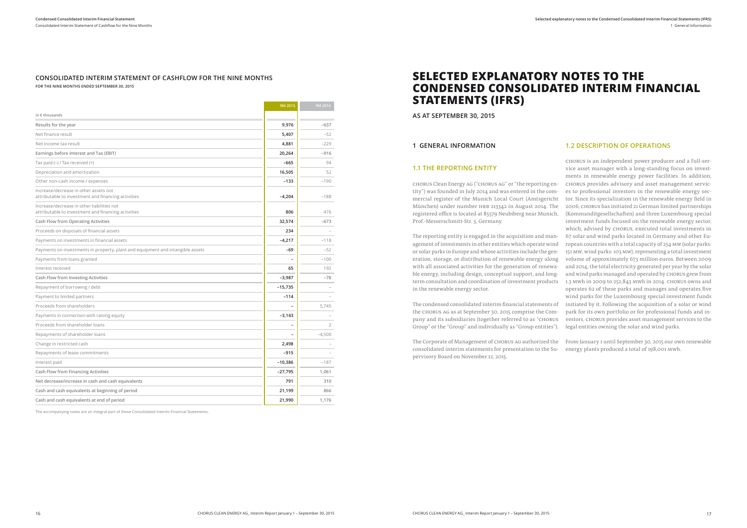## CONSOLIDATED INTERIM STATEMENT OF CASHFLOW FOR THE NINE MONTHS

**FOR THE NINE MONTHS ENDED SEPTEMBER 30, 2015**

| in € thousands | 9M 2015 | 9M 2014 |
|---|---|---|
| Results for the year | 9,976 | –637 |
| Net finance result | 5,407 | –52 |
| Net income tax result | 4,881 | –229 |
| **Earnings before Interest and Tax (EBIT)** | **20,264** | **–916** |
| Tax paid (–) / Tax received (+) | –665 | 94 |
| Depreciation and amortization | 16,505 | 52 |
| Other non-cash income / expenses | –133 | –190 |
| Increase/decrease in other assets not attributable to investment and financing activities | –4,204 | –188 |
| Increase/decrease in other liabilities not attributable to investment and financing activities | 806 | 476 |
| **Cash Flow from Operating Activities** | **32,574** | **–673** |
| Proceeds on disposals of financial assets | 234 | – |
| Payments on investments in financial assets | –4,217 | –118 |
| Payments on investments in property, plant and equipment and intangible assets | –69 | –52 |
| Payments from loans granted | – | –100 |
| Interest received | 65 | 192 |
| **Cash Flow from Investing Activities** | **–3,987** | **–78** |
| Repayment of borrowing / debt | –15,735 | – |
| Payment to limited partners | –114 | – |
| Proceeds from shareholders | – | 5,745 |
| Payments in connection with raising equity | –3,143 | – |
| Proceeds from shareholder loans | – | 2 |
| Repayments of shareholder loans | – | –4,500 |
| Change in restricted cash | 2,498 | – |
| Repayments of lease commitments | –915 | – |
| Interest paid | –10,386 | –187 |
| **Cash Flow from Financing Activities** | **–27,795** | **1,061** |
| **Net decrease/increase in cash and cash equivalents** | **791** | **310** |
| **Cash and cash equivalents at beginning of period** | **21,199** | **866** |
| **Cash and cash equivalents at end of period** | **21,990** | **1,176** |

The accompanying notes are an integral part of these Consolidated Interim Financial Statements.

# SELECTED EXPLANATORY NOTES TO THE CONDENSED CONSOLIDATED INTERIM FINANCIAL STATEMENTS (IFRS)

**AS AT SEPTEMBER 30, 2015**

## 1 GENERAL INFORMATION

### 1.1 THE REPORTING ENTITY

CHORUS Clean Energy AG ("CHORUS AG" or "the reporting entity") was founded in July 2014 and was entered in the commercial register of the Munich Local Court (Amtsgericht München) under number HRB 213342 in August 2014. The registered office is located at 85579 Neubiberg near Munich, Prof.-Messerschmitt-Str. 3, Germany.

The reporting entity is engaged in the acquisition and management of investments in other entities which operate wind or solar parks in Europe and whose activities include the generation, storage, or distribution of renewable energy along with all associated activities for the generation of renewable energy, including design, conceptual support, and long-term consultation and coordination of investment products in the renewable energy sector.

The condensed consolidated interim financial statements of the CHORUS AG as at September 30, 2015 comprise the Company and its subsidiaries (together referred to as "CHORUS Group" or the "Group" and individually as "Group entities").

The Corporate of Management of CHORUS AG authorized the consolidated interim statements for presentation to the Supervisory Board on November 12, 2015.

### 1.2 DESCRIPTION OF OPERATIONS

CHORUS is an independent power producer and a full-service asset manager with a long-standing focus on investments in renewable energy power facilities. In addition, CHORUS provides advisory and asset management services to professional investors in the renewable energy sector. Since its specialization in the renewable energy field in 2006, CHORUS has initiated 21 German limited partnerships (Kommanditgesellschaften) and three Luxembourg special investment funds focused on the renewable energy sector, which, advised by CHORUS, executed total investments in 67 solar and wind parks located in Germany and other European countries with a total capacity of 254 MW (solar parks: 151 MW; wind parks: 103 MW), representing a total investment volume of approximately 673 million euros. Between 2009 and 2014, the total electricity generated per year by the solar and wind parks managed and operated by CHORUS grew from 1.3 MWh in 2009 to 252,843 MWh in 2014. CHORUS owns and operates 62 of these parks and manages and operates five wind parks for the Luxembourg special investment funds initiated by it. Following the acquisition of a solar or wind park for its own portfolio or for professional funds and investors, CHORUS provides asset management services to the legal entities owning the solar and wind parks.

From January 1 until September 30, 2015 our own renewable energy plants produced a total of 198,001 MWh.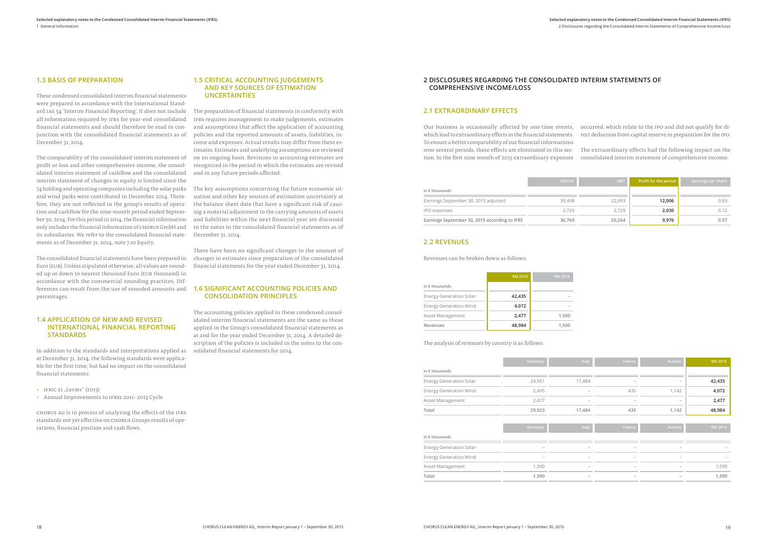## 1.3 BASIS OF PREPARATION

These condensed consolidated interim financial statements were prepared in accordance with the International Standard IAS 34 'Interim Financial Reporting'. It does not include all information required by IFRS for year-end consolidated financial statements and should therefore be read in conjunction with the consolidated financial statements as of December 31, 2014.

The comparability of the consolidated interim statement of profit or loss and other comprehensive income, the consolidated interim statement of cashflow and the consolidated interim statement of changes in equity is limited since the 74 holding and operating companies including the solar parks and wind parks were contributed in December 2014. Therefore, they are not reflected in the group's results of operation and cashflow for the nine-month period ended September 30, 2014. For this period in 2014, the financial information only includes the financial information of CHORUS GmbH and its subsidiaries. We refer to the consolidated financial statements as of December 31, 2014, note 7.10 Equity.

The consolidated financial statements have been prepared in Euro (EUR). Unless stipulated otherwise, all values are rounded up or down to nearest thousand Euro (EUR thousand) in accordance with the commercial rounding practices. Differences can result from the use of rounded amounts and percentages.

## 1.4 APPLICATION OF NEW AND REVISED INTERNATIONAL FINANCIAL REPORTING STANDARDS

In addition to the standards and interpretations applied as at December 31, 2014, the following standards were applicable for the first time, but had no impact on the consolidated financial statements:

- IFRIC 21 „Levies" (2013)
- Annual Improvements to IFRSs 2011-2013 Cycle

CHORUS AG is in process of analyzing the effects of the IFRS standards not yet effective on CHORUS Groups results of operations, financial position and cash flows.

## 1.5 CRITICAL ACCOUNTING JUDGEMENTS AND KEY SOURCES OF ESTIMATION UNCERTAINTIES

The preparation of financial statements in conformity with IFRS requires management to make judgements, estimates and assumptions that affect the application of accounting policies and the reported amounts of assets, liabilities, income and expenses. Actual results may differ from these estimates. Estimates and underlying assumptions are reviewed on an ongoing basis. Revisions to accounting estimates are recognized in the period in which the estimates are revised and in any future periods affected.

The key assumptions concerning the future economic situation and other key sources of estimation uncertainty at the balance sheet date that have a significant risk of causing a material adjustment to the carrying amounts of assets and liabilities within the next financial year are discussed in the notes to the consolidated financial statements as of December 31, 2014.

There have been no significant changes in the amount of changes in estimates since preparation of the consolidated financial statements for the year ended December 31, 2014.

## 1.6 SIGNIFICANT ACCOUNTING POLICIES AND CONSOLIDATION PRINCIPLES

The accounting policies applied in these condensed consolidated interim financial statements are the same as those applied in the Group's consolidated financial statements as at and for the year ended December 31, 2014. A detailed description of the policies is included in the notes to the consolidated financial statements for 2014.

# 2 DISCLOSURES REGARDING THE CONSOLIDATED INTERIM STATEMENTS OF COMPREHENSIVE INCOME/LOSS

## 2.1 EXTRAORDINARY EFFECTS

Our business is occasionally affected by one-time events, which lead to extraordinary effects in the financial statements. To ensure a better comparability of our financial informations over several periods, these effects are eliminated in this section. In the first nine month of 2015 extraordinary expenses occurred, which relate to the IPO and did not qualify for direct deduction from capital reserve in preparation for the IPO.

The extraordinary effects had the following impact on the consolidated interim statement of comprehensive income:

| in € thousands | EBITDA | EBIT | Profit for the period | Earnings per share |
|---|---|---|---|---|
| Earnings September 30, 2015 adjusted | 39,498 | 22,993 | **12,006** | 0.69 |
| IPO expenses | 2,729 | 2,729 | **2,030** | 0.12 |
| Earnings September 30, 2015 according to IFRS | 36,769 | 20,264 | **9,976** | 0.57 |

## 2.2 REVENUES

Revenues can be broken down as follows:

| in € thousands | 9M 2015 | 9M 2014 |
|---|---|---|
| Energy Generation Solar | **42,435** | – |
| Energy Generation Wind | **4,072** | – |
| Asset Management | **2,477** | 1,590 |
| Revenues | **48,984** | 1,590 |

The analysis of revenues by country is as follows:

| in € thousands | Germany | Italy | France | Austria | 9M 2015 |
|---|---|---|---|---|---|
| Energy Generation Solar | 24,951 | 17,484 | – | – | **42,435** |
| Energy Generation Wind | 2,495 | – | 435 | 1,142 | **4,072** |
| Asset Management | 2,477 | – | – | – | **2,477** |
| Total | 29,923 | 17,484 | 435 | 1,142 | **48,984** |

| in € thousands | Germany | Italy | France | Austria | 9M 2014 |
|---|---|---|---|---|---|
| Energy Generation Solar | – | – | – | – | – |
| Energy Generation Wind | – | – | – | – | – |
| Asset Management | 1,590 | – | – | – | 1,590 |
| Total | 1,590 | – | – | – | 1,590 |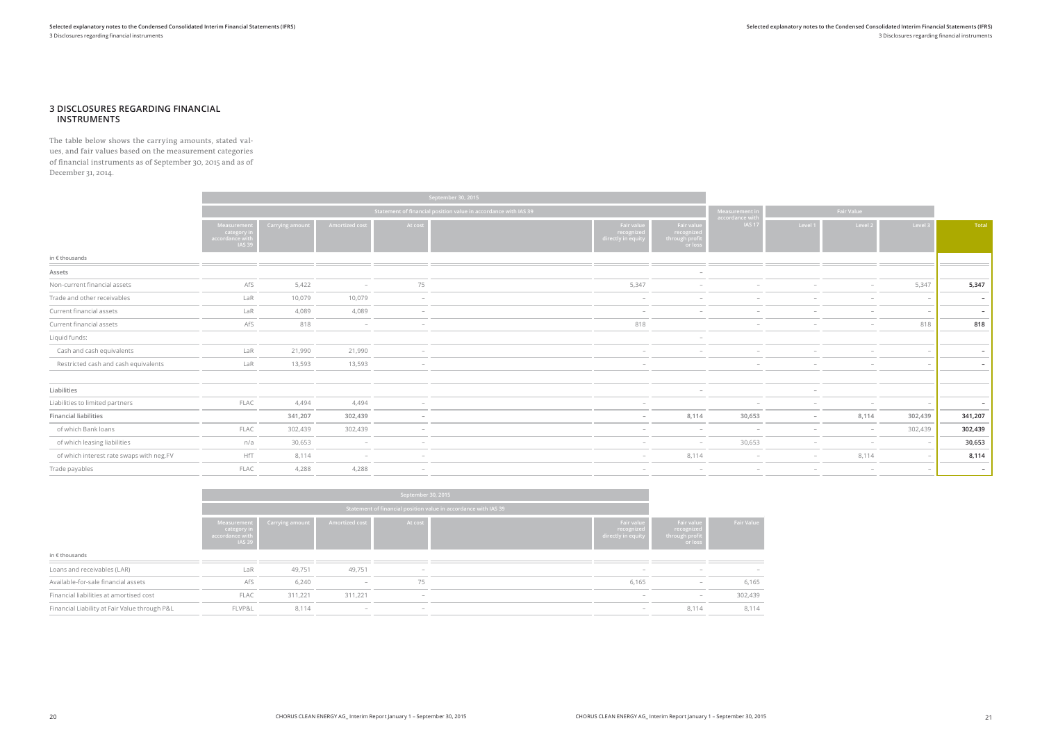## 3 DISCLOSURES REGARDING FINANCIAL INSTRUMENTS

The table below shows the carrying amounts, stated values, and fair values based on the measurement categories of financial instruments as of September 30, 2015 and as of December 31, 2014.

| | September 30, 2015 | | | | | | | | | | |
|---|---|---|---|---|---|---|---|---|---|---|---|
| | Statement of financial position value in accordance with IAS 39 | | | | | | Measurement in accordance with IAS 17 | Fair Value | | | |
| in € thousands | Measurement category in accordance with IAS 39 | Carrying amount | Amortized cost | At cost | Fair value recognized directly in equity | Fair value recognized through profit or loss | | Level 1 | Level 2 | Level 3 | Total |
| Assets | | | | | | – | | | | | |
| Non-current financial assets | AfS | 5,422 | – | 75 | 5,347 | – | – | – | – | 5,347 | 5,347 |
| Trade and other receivables | LaR | 10,079 | 10,079 | – | – | – | – | – | – | – | – |
| Current financial assets | LaR | 4,089 | 4,089 | – | – | – | – | – | – | – | – |
| Current financial assets | AfS | 818 | – | – | 818 | | – | – | – | 818 | 818 |
| Liquid funds: | | | | | | – | | | | | |
| Cash and cash equivalents | LaR | 21,990 | 21,990 | – | – | – | – | – | – | – | – |
| Restricted cash and cash equivalents | LaR | 13,593 | 13,593 | – | – | | – | – | – | – | – |
| Liabilities | | | | | | – | | – | | | |
| Liabilities to limited partners | FLAC | 4,494 | 4,494 | – | – | | – | – | – | – | – |
| Financial liabilities | | 341,207 | 302,439 | – | – | 8,114 | 30,653 | – | 8,114 | 302,439 | 341,207 |
| of which Bank loans | FLAC | 302,439 | 302,439 | – | – | – | – | – | – | 302,439 | 302,439 |
| of which leasing liabilities | n/a | 30,653 | – | – | – | – | 30,653 | – | – | – | 30,653 |
| of which interest rate swaps with neg.FV | HfT | 8,114 | – | – | – | 8,114 | – | – | 8,114 | – | 8,114 |
| Trade payables | FLAC | 4,288 | 4,288 | – | – | – | – | – | – | – | – |

| | September 30, 2015 | | | | | | |
|---|---|---|---|---|---|---|---|
| | Statement of financial position value in accordance with IAS 39 | | | | | | |
| in € thousands | Measurement category in accordance with IAS 39 | Carrying amount | Amortized cost | At cost | Fair value recognized directly in equity | Fair value recognized through profit or loss | Fair Value |
| Loans and receivables (LAR) | LaR | 49,751 | 49,751 | – | – | – | – |
| Available-for-sale financial assets | AfS | 6,240 | – | 75 | 6,165 | – | 6,165 |
| Financial liabilities at amortised cost | FLAC | 311,221 | 311,221 | – | – | – | 302,439 |
| Financial Liability at Fair Value through P&L | FLVP&L | 8,114 | – | – | – | 8,114 | 8,114 |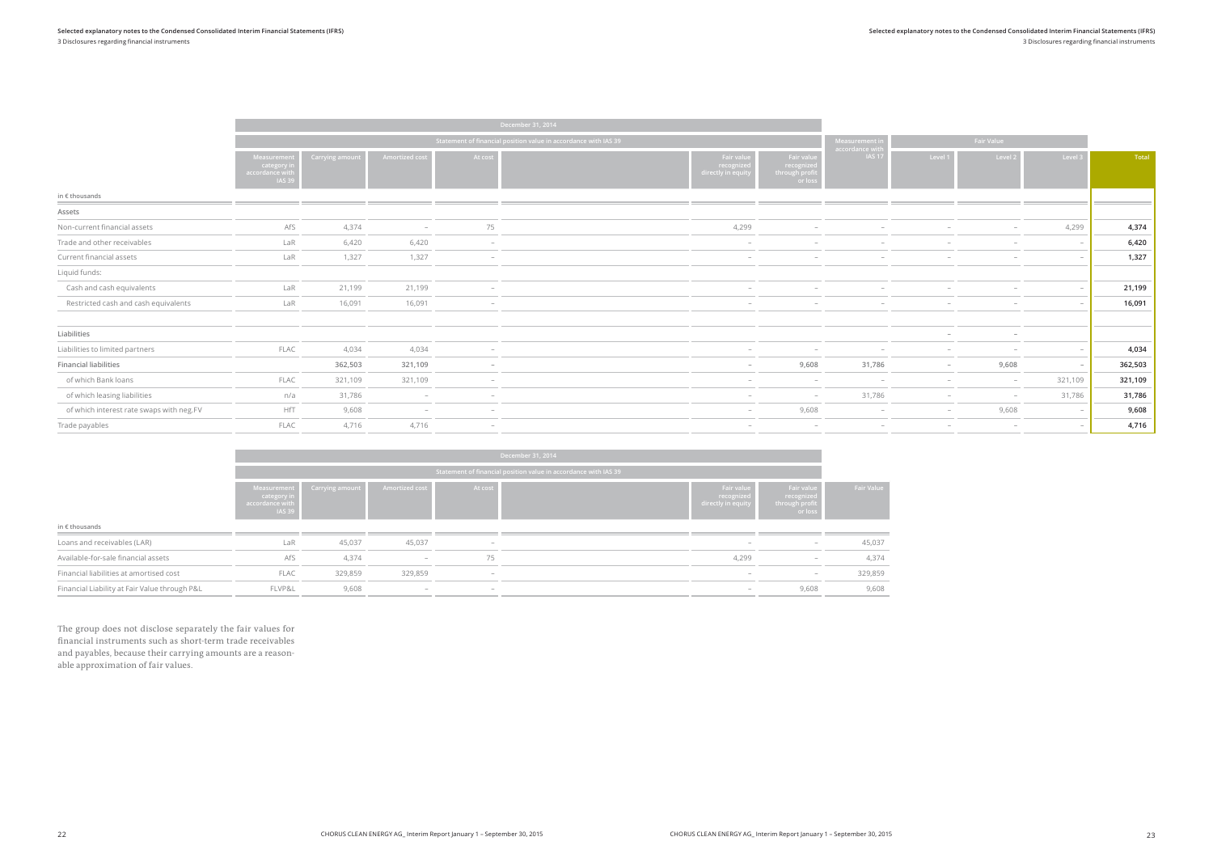| in € thousands | December 31, 2014 | | | | | | | | | | | |
|---|---|---|---|---|---|---|---|---|---|---|---|---|
| | Statement of financial position value in accordance with IAS 39 | | | | | | | Measurement in accordance with IAS 17 | Fair Value | | | Total |
| | Measurement category in accordance with IAS 39 | Carrying amount | Amortized cost | At cost | | Fair value recognized directly in equity | Fair value recognized through profit or loss | | Level 1 | Level 2 | Level 3 | |
| **Assets** | | | | | | | | | | | | |
| Non-current financial assets | AfS | 4,374 | – | 75 | | 4,299 | – | – | – | – | 4,299 | **4,374** |
| Trade and other receivables | LaR | 6,420 | 6,420 | – | | – | – | – | – | – | – | **6,420** |
| Current financial assets | LaR | 1,327 | 1,327 | – | | – | – | – | – | – | – | **1,327** |
| Liquid funds: | | | | | | | | | | | | |
| Cash and cash equivalents | LaR | 21,199 | 21,199 | – | | – | – | – | – | – | – | **21,199** |
| Restricted cash and cash equivalents | LaR | 16,091 | 16,091 | – | | – | – | – | – | – | – | **16,091** |
| **Liabilities** | | | | | | | | | – | – | | |
| Liabilities to limited partners | FLAC | 4,034 | 4,034 | – | | – | – | – | – | – | – | **4,034** |
| Financial liabilities | | 362,503 | 321,109 | – | | – | 9,608 | 31,786 | – | 9,608 | – | **362,503** |
| of which Bank loans | FLAC | 321,109 | 321,109 | – | | – | – | – | – | – | 321,109 | **321,109** |
| of which leasing liabilities | n/a | 31,786 | – | – | | – | – | 31,786 | – | – | 31,786 | **31,786** |
| of which interest rate swaps with neg.FV | HfT | 9,608 | – | – | | – | 9,608 | – | – | 9,608 | – | **9,608** |
| Trade payables | FLAC | 4,716 | 4,716 | – | | – | – | – | – | – | – | **4,716** |

| in € thousands | December 31, 2014 | | | | | | | |
|---|---|---|---|---|---|---|---|---|
| | Statement of financial position value in accordance with IAS 39 | | | | | | | |
| | Measurement category in accordance with IAS 39 | Carrying amount | Amortized cost | At cost | | Fair value recognized directly in equity | Fair value recognized through profit or loss | Fair Value |
| Loans and receivables (LAR) | LaR | 45,037 | 45,037 | – | | – | – | 45,037 |
| Available-for-sale financial assets | AfS | 4,374 | – | 75 | | 4,299 | – | 4,374 |
| Financial liabilities at amortised cost | FLAC | 329,859 | 329,859 | – | | – | – | 329,859 |
| Financial Liability at Fair Value through P&L | FLVP&L | 9,608 | – | – | | – | 9,608 | 9,608 |

The group does not disclose separately the fair values for financial instruments such as short-term trade receivables and payables, because their carrying amounts are a reasonable approximation of fair values.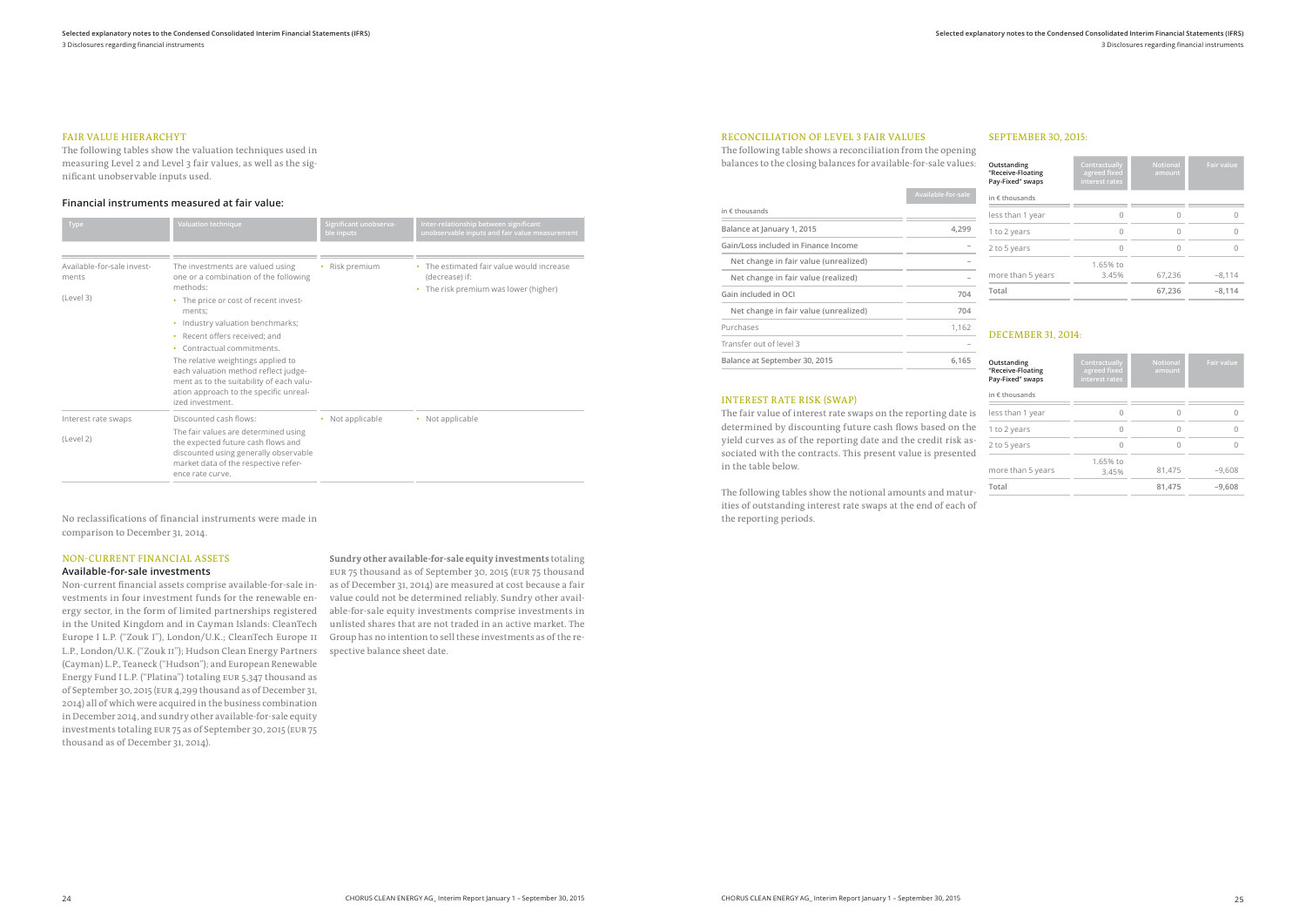## FAIR VALUE HIERARCHYT

The following tables show the valuation techniques used in measuring Level 2 and Level 3 fair values, as well as the significant unobservable inputs used.

### Financial instruments measured at fair value:

| Type | Valuation technique | Significant unobservable inputs | Inter-relationship between significant unobservable inputs and fair value measurement |
|---|---|---|---|
| Available-for-sale investments (Level 3) | The investments are valued using one or a combination of the following methods: • The price or cost of recent investments; • Industry valuation benchmarks; • Recent offers received; and • Contractual commitments. The relative weightings applied to each valuation method reflect judgement as to the suitability of each valuation approach to the specific unrealized investment. | • Risk premium | • The estimated fair value would increase (decrease) if: • The risk premium was lower (higher) |
| Interest rate swaps (Level 2) | Discounted cash flows: The fair values are determined using the expected future cash flows and discounted using generally observable market data of the respective reference rate curve. | • Not applicable | • Not applicable |

No reclassifications of financial instruments were made in comparison to December 31, 2014.

## NON-CURRENT FINANCIAL ASSETS

### Available-for-sale investments

Non-current financial assets comprise available-for-sale investments in four investment funds for the renewable energy sector, in the form of limited partnerships registered in the United Kingdom and in Cayman Islands: CleanTech Europe I L.P. ("Zouk I"), London/U.K.; CleanTech Europe II L.P., London/U.K. ("Zouk II"); Hudson Clean Energy Partners (Cayman) L.P., Teaneck ("Hudson"); and European Renewable Energy Fund I L.P. ("Platina") totaling EUR 5,347 thousand as of September 30, 2015 (EUR 4,299 thousand as of December 31, 2014) all of which were acquired in the business combination in December 2014, and sundry other available-for-sale equity investments totaling EUR 75 as of September 30, 2015 (EUR 75 thousand as of December 31, 2014).

**Sundry other available-for-sale equity investments** totaling EUR 75 thousand as of September 30, 2015 (EUR 75 thousand as of December 31, 2014) are measured at cost because a fair value could not be determined reliably. Sundry other available-for-sale equity investments comprise investments in unlisted shares that are not traded in an active market. The Group has no intention to sell these investments as of the respective balance sheet date.

## RECONCILIATION OF LEVEL 3 FAIR VALUES

The following table shows a reconciliation from the opening balances to the closing balances for available-for-sale values:

| in € thousands | Available-for-sale |
|---|---|
| Balance at January 1, 2015 | 4,299 |
| Gain/Loss included in Finance Income | – |
| Net change in fair value (unrealized) | – |
| Net change in fair value (realized) | – |
| Gain included in OCI | 704 |
| Net change in fair value (unrealized) | 704 |
| Purchases | 1,162 |
| Transfer out of level 3 | – |
| Balance at September 30, 2015 | 6,165 |

## INTEREST RATE RISK (SWAP)

The fair value of interest rate swaps on the reporting date is determined by discounting future cash flows based on the yield curves as of the reporting date and the credit risk associated with the contracts. This present value is presented in the table below.

The following tables show the notional amounts and maturities of outstanding interest rate swaps at the end of each of the reporting periods.

## SEPTEMBER 30, 2015:

| Outstanding "Receive-Floating Pay-Fixed" swaps in € thousands | Contractually agreed fixed interest rates | Notional amount | Fair value |
|---|---|---|---|
| less than 1 year | 0 | 0 | 0 |
| 1 to 2 years | 0 | 0 | 0 |
| 2 to 5 years | 0 | 0 | 0 |
| more than 5 years | 1.65% to 3.45% | 67,236 | –8,114 |
| Total | | 67,236 | –8,114 |

## DECEMBER 31, 2014:

| Outstanding "Receive-Floating Pay-Fixed" swaps in € thousands | Contractually agreed fixed interest rates | Notional amount | Fair value |
|---|---|---|---|
| less than 1 year | 0 | 0 | 0 |
| 1 to 2 years | 0 | 0 | 0 |
| 2 to 5 years | 0 | 0 | 0 |
| more than 5 years | 1.65% to 3.45% | 81,475 | –9,608 |
| Total | | 81,475 | –9,608 |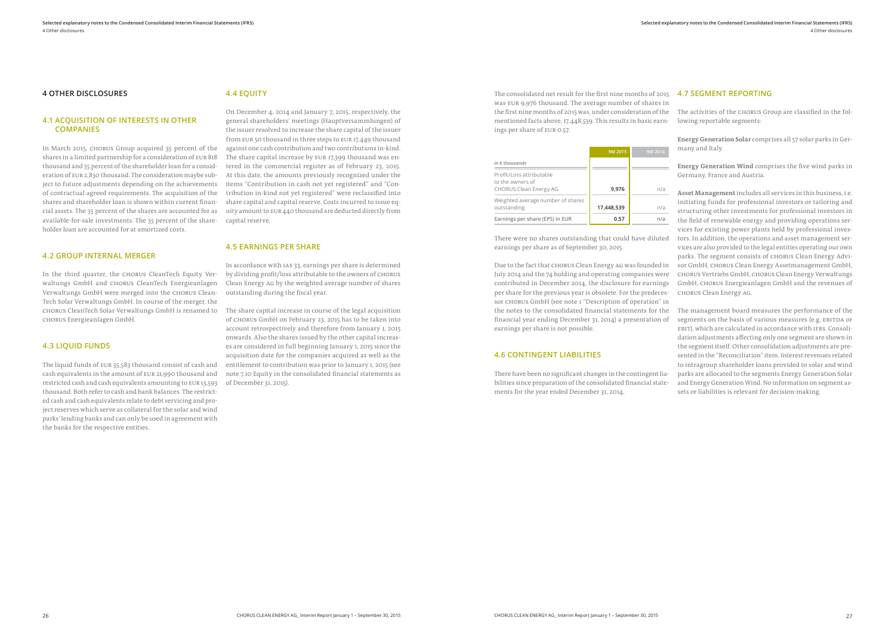## 4 OTHER DISCLOSURES

### 4.1 ACQUISITION OF INTERESTS IN OTHER COMPANIES

In March 2015, CHORUS Group acquired 35 percent of the shares in a limited partnership for a consideration of EUR 818 thousand and 35 percent of the shareholder loan for a consideration of EUR 2,830 thousand. The consideration maybe subject to future adjustments depending on the achievements of contractual agreed requirements. The acquisition of the shares and shareholder loan is shown within current financial assets. The 35 percent of the shares are accounted for as available-for-sale investments. The 35 percent of the shareholder loan are accounted for at amortized costs.

### 4.2 GROUP INTERNAL MERGER

In the third quarter, the CHORUS CleanTech Equity Verwaltungs GmbH and CHORUS CleanTech Energieanlagen Verwaltungs GmbH were merged into the CHORUS CleanTech Solar Verwaltungs GmbH. In course of the merger, the CHORUS CleanTech Solar Verwaltungs GmbH is renamed to CHORUS Energieanlagen GmbH.

### 4.3 LIQUID FUNDS

The liquid funds of EUR 35,583 thousand consist of cash and cash equivalents in the amount of EUR 21,990 thousand and restricted cash and cash equivalents amounting to EUR 13,593 thousand. Both refer to cash and bank balances. The restricted cash and cash equivalents relate to debt servicing and project reserves which serve as collateral for the solar and wind parks' lending banks and can only be used in agreement with the banks for the respective entities.

### 4.4 EQUITY

On December 4, 2014 and January 7, 2015, respectively, the general shareholders' meetings (Hauptversammlungen) of the issuer resolved to increase the share capital of the issuer from EUR 50 thousand in three steps to EUR 17,449 thousand against one cash contribution and two contributions in-kind. The share capital increase by EUR 17,399 thousand was entered in the commercial register as of February 23, 2015. At this date, the amounts previously recognized under the items "Contribution in cash not yet registered" and "Contribution in-kind not yet registered" were reclassified into share capital and capital reserve. Costs incurred to issue equity amount to EUR 440 thousand are deducted directly from capital reserve.

### 4.5 EARNINGS PER SHARE

In accordance with IAS 33, earnings per share is determined by dividing profit/loss attributable to the owners of CHORUS Clean Energy AG by the weighted average number of shares outstanding during the fiscal year.

The share capital increase in course of the legal acquisition of CHORUS GmbH on February 23, 2015 has to be taken into account retrospectively and therefore from January 1, 2015 onwards. Also the shares issued by the other capital increases are considered in full beginning January 1, 2015 since the acquisition date for the companies acquired as well as the entitlement to contribution was prior to January 1, 2015 (see note 7.10 Equity in the consolidated financial statements as of December 31, 2015).

The consolidated net result for the first nine months of 2015 was EUR 9,976 thousand. The average number of shares in the first nine months of 2015 was, under consideration of the mentioned facts above, 17,448,539. This results in basic earnings per share of EUR 0.57.

| in € thousands | 9M 2015 | 9M 2014 |
|---|---|---|
| Profit/Loss attributable to the owners of CHORUS Clean Energy AG | 9,976 | n/a |
| Weighted average number of shares outstanding | 17,448,539 | n/a |
| Earnings per share (EPS) in EUR | 0.57 | n/a |

There were no shares outstanding that could have diluted earnings per share as of September 30, 2015.

Due to the fact that CHORUS Clean Energy AG was founded in July 2014 and the 74 holding and operating companies were contributed in December 2014, the disclosure for earnings per share for the previous year is obsolete. For the predecessor CHORUS GmbH (see note 1 "Description of operation" in the notes to the consolidated financial statements for the financial year ending December 31, 2014) a presentation of earnings per share is not possible.

### 4.6 CONTINGENT LIABILITIES

There have been no significant changes in the contingent liabilities since preparation of the consolidated financial statements for the year ended December 31, 2014.

### 4.7 SEGMENT REPORTING

The activities of the CHORUS Group are classified in the following reportable segments:

**Energy Generation Solar** comprises all 57 solar parks in Germany and Italy.

**Energy Generation Wind** comprises the five wind parks in Germany, France and Austria.

**Asset Management** includes all services in this business, i.e. initiating funds for professional investors or tailoring and structuring other investments for professional investors in the field of renewable energy and providing operations services for existing power plants held by professional investors. In addition, the operations and asset management services are also provided to the legal entities operating our own parks. The segment consists of CHORUS Clean Energy Advisor GmbH, CHORUS Clean Energy Assetmanagement GmbH, CHORUS Vertriebs GmbH, CHORUS Clean Energy Verwaltungs GmbH, CHORUS Energieanlagen GmbH and the revenues of CHORUS Clean Energy AG.

The management board measures the performance of the segments on the basis of various measures (e.g. EBITDA or EBIT), which are calculated in accordance with IFRS. Consolidation adjustments affecting only one segment are shown in the segment itself. Other consolidation adjustments are presented in the "Reconciliation" item. Interest revenues related to intragroup shareholder loans provided to solar and wind parks are allocated to the segments Energy Generation Solar and Energy Generation Wind. No information on segment assets or liabilities is relevant for decision-making.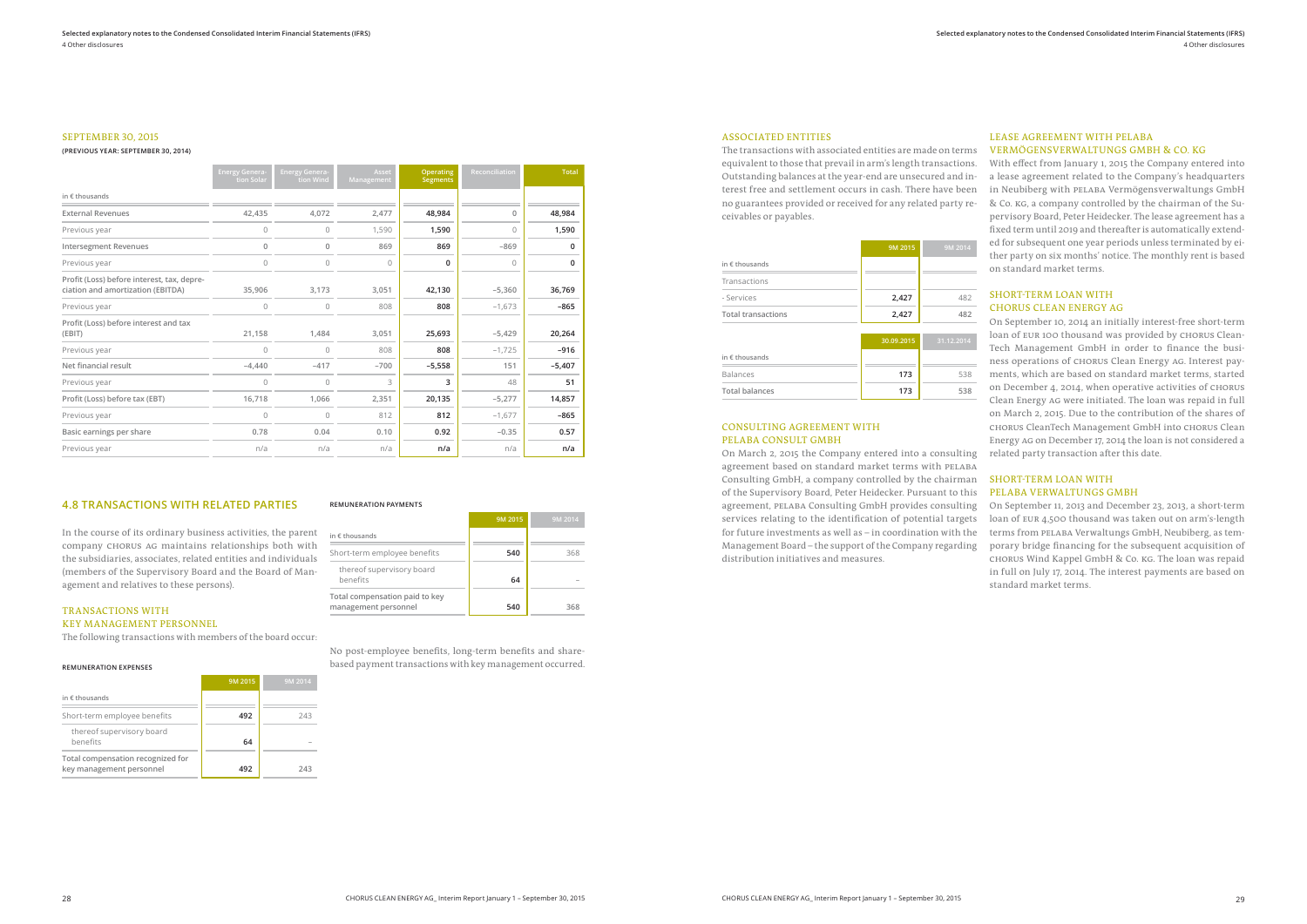## SEPTEMBER 30, 2015

**(PREVIOUS YEAR: SEPTEMBER 30, 2014)**

| in € thousands | Energy Generation Solar | Energy Generation Wind | Asset Management | Operating Segments | Reconciliation | Total |
|---|---|---|---|---|---|---|
| External Revenues | 42,435 | 4,072 | 2,477 | 48,984 | 0 | 48,984 |
| Previous year | 0 | 0 | 1,590 | 1,590 | 0 | 1,590 |
| Intersegment Revenues | 0 | 0 | 869 | 869 | –869 | 0 |
| Previous year | 0 | 0 | 0 | 0 | 0 | 0 |
| Profit (Loss) before interest, tax, depreciation and amortization (EBITDA) | 35,906 | 3,173 | 3,051 | 42,130 | –5,360 | 36,769 |
| Previous year | 0 | 0 | 808 | 808 | –1,673 | –865 |
| Profit (Loss) before interest and tax (EBIT) | 21,158 | 1,484 | 3,051 | 25,693 | –5,429 | 20,264 |
| Previous year | 0 | 0 | 808 | 808 | –1,725 | –916 |
| Net financial result | –4,440 | –417 | –700 | –5,558 | 151 | –5,407 |
| Previous year | 0 | 0 | 3 | 3 | 48 | 51 |
| Profit (Loss) before tax (EBT) | 16,718 | 1,066 | 2,351 | 20,135 | –5,277 | 14,857 |
| Previous year | 0 | 0 | 812 | 812 | –1,677 | –865 |
| Basic earnings per share | 0.78 | 0.04 | 0.10 | 0.92 | –0.35 | 0.57 |
| Previous year | n/a | n/a | n/a | n/a | n/a | n/a |

## 4.8 TRANSACTIONS WITH RELATED PARTIES

In the course of its ordinary business activities, the parent company CHORUS AG maintains relationships both with the subsidiaries, associates, related entities and individuals (members of the Supervisory Board and the Board of Management and relatives to these persons).

### TRANSACTIONS WITH KEY MANAGEMENT PERSONNEL

The following transactions with members of the board occur:

**REMUNERATION EXPENSES**

| in € thousands | 9M 2015 | 9M 2014 |
|---|---|---|
| Short-term employee benefits | 492 | 243 |
| thereof supervisory board benefits | 64 | – |
| Total compensation recognized for key management personnel | 492 | 243 |

**REMUNERATION PAYMENTS**

| in € thousands | 9M 2015 | 9M 2014 |
|---|---|---|
| Short-term employee benefits | 540 | 368 |
| thereof supervisory board benefits | 64 | – |
| Total compensation paid to key management personnel | 540 | 368 |

No post-employee benefits, long-term benefits and share-based payment transactions with key management occurred.

### ASSOCIATED ENTITIES

The transactions with associated entities are made on terms equivalent to those that prevail in arm's length transactions. Outstanding balances at the year-end are unsecured and interest free and settlement occurs in cash. There have been no guarantees provided or received for any related party receivables or payables.

| in € thousands | 9M 2015 | 9M 2014 |
|---|---|---|
| Transactions | | |
| - Services | 2,427 | 482 |
| Total transactions | 2,427 | 482 |

| in € thousands | 30.09.2015 | 31.12.2014 |
|---|---|---|
| Balances | 173 | 538 |
| Total balances | 173 | 538 |

### CONSULTING AGREEMENT WITH PELABA CONSULT GMBH

On March 2, 2015 the Company entered into a consulting agreement based on standard market terms with PELABA Consulting GmbH, a company controlled by the chairman of the Supervisory Board, Peter Heidecker. Pursuant to this agreement, PELABA Consulting GmbH provides consulting services relating to the identification of potential targets for future investments as well as – in coordination with the Management Board – the support of the Company regarding distribution initiatives and measures.

### LEASE AGREEMENT WITH PELABA VERMÖGENSVERWALTUNGS GMBH & CO. KG

With effect from January 1, 2015 the Company entered into a lease agreement related to the Company's headquarters in Neubiberg with PELABA Vermögensverwaltungs GmbH & Co. KG, a company controlled by the chairman of the Supervisory Board, Peter Heidecker. The lease agreement has a fixed term until 2019 and thereafter is automatically extended for subsequent one year periods unless terminated by either party on six months' notice. The monthly rent is based on standard market terms.

### SHORT-TERM LOAN WITH CHORUS CLEAN ENERGY AG

On September 10, 2014 an initially interest-free short-term loan of EUR 100 thousand was provided by CHORUS Clean-Tech Management GmbH in order to finance the business operations of CHORUS Clean Energy AG. Interest payments, which are based on standard market terms, started on December 4, 2014, when operative activities of CHORUS Clean Energy AG were initiated. The loan was repaid in full on March 2, 2015. Due to the contribution of the shares of CHORUS CleanTech Management GmbH into CHORUS Clean Energy AG on December 17, 2014 the loan is not considered a related party transaction after this date.

### SHORT-TERM LOAN WITH PELABA VERWALTUNGS GMBH

On September 11, 2013 and December 23, 2013, a short-term loan of EUR 4,500 thousand was taken out on arm's-length terms from PELABA Verwaltungs GmbH, Neubiberg, as temporary bridge financing for the subsequent acquisition of CHORUS Wind Kappel GmbH & Co. KG. The loan was repaid in full on July 17, 2014. The interest payments are based on standard market terms.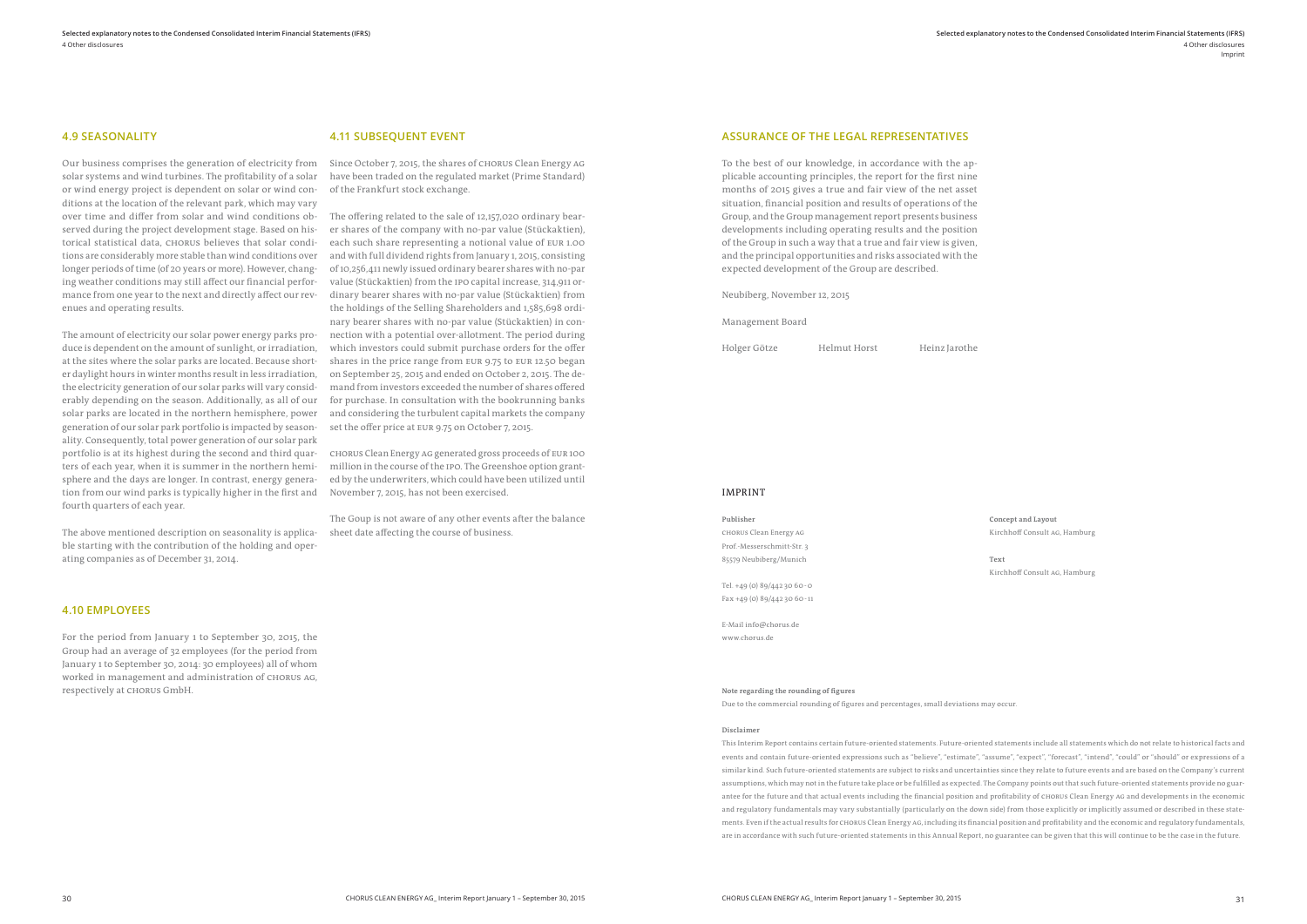## 4.9 SEASONALITY

Our business comprises the generation of electricity from solar systems and wind turbines. The profitability of a solar or wind energy project is dependent on solar or wind conditions at the location of the relevant park, which may vary over time and differ from solar and wind conditions observed during the project development stage. Based on historical statistical data, CHORUS believes that solar conditions are considerably more stable than wind conditions over longer periods of time (of 20 years or more). However, changing weather conditions may still affect our financial performance from one year to the next and directly affect our revenues and operating results.

The amount of electricity our solar power energy parks produce is dependent on the amount of sunlight, or irradiation, at the sites where the solar parks are located. Because shorter daylight hours in winter months result in less irradiation, the electricity generation of our solar parks will vary considerably depending on the season. Additionally, as all of our solar parks are located in the northern hemisphere, power generation of our solar park portfolio is impacted by seasonality. Consequently, total power generation of our solar park portfolio is at its highest during the second and third quarters of each year, when it is summer in the northern hemisphere and the days are longer. In contrast, energy generation from our wind parks is typically higher in the first and fourth quarters of each year.

The above mentioned description on seasonality is applicable starting with the contribution of the holding and operating companies as of December 31, 2014.

## 4.10 EMPLOYEES

For the period from January 1 to September 30, 2015, the Group had an average of 32 employees (for the period from January 1 to September 30, 2014: 30 employees) all of whom worked in management and administration of CHORUS AG, respectively at CHORUS GmbH.

## 4.11 SUBSEQUENT EVENT

Since October 7, 2015, the shares of CHORUS Clean Energy AG have been traded on the regulated market (Prime Standard) of the Frankfurt stock exchange.

The offering related to the sale of 12,157,020 ordinary bearer shares of the company with no-par value (Stückaktien), each such share representing a notional value of EUR 1.00 and with full dividend rights from January 1, 2015, consisting of 10,256,411 newly issued ordinary bearer shares with no-par value (Stückaktien) from the IPO capital increase, 314,911 ordinary bearer shares with no-par value (Stückaktien) from the holdings of the Selling Shareholders and 1,585,698 ordinary bearer shares with no-par value (Stückaktien) in connection with a potential over-allotment. The period during which investors could submit purchase orders for the offer shares in the price range from EUR 9.75 to EUR 12.50 began on September 25, 2015 and ended on October 2, 2015. The demand from investors exceeded the number of shares offered for purchase. In consultation with the bookrunning banks and considering the turbulent capital markets the company set the offer price at EUR 9.75 on October 7, 2015.

CHORUS Clean Energy AG generated gross proceeds of EUR 100 million in the course of the IPO. The Greenshoe option granted by the underwriters, which could have been utilized until November 7, 2015, has not been exercised.

The Goup is not aware of any other events after the balance sheet date affecting the course of business.

## ASSURANCE OF THE LEGAL REPRESENTATIVES

To the best of our knowledge, in accordance with the applicable accounting principles, the report for the first nine months of 2015 gives a true and fair view of the net asset situation, financial position and results of operations of the Group, and the Group management report presents business developments including operating results and the position of the Group in such a way that a true and fair view is given, and the principal opportunities and risks associated with the expected development of the Group are described.

Neubiberg, November 12, 2015

Management Board

Holger Götze Helmut Horst Heinz Jarothe

## IMPRINT

**Publisher**
CHORUS Clean Energy AG
Prof.-Messerschmitt-Str. 3
85579 Neubiberg/Munich

Tel. +49 (0) 89/442 30 60-0
Fax +49 (0) 89/442 30 60-11

E-Mail info@chorus.de
www.chorus.de

**Concept and Layout**
Kirchhoff Consult AG, Hamburg

**Text**
Kirchhoff Consult AG, Hamburg

**Note regarding the rounding of figures**
Due to the commercial rounding of figures and percentages, small deviations may occur.

**Disclaimer**
This Interim Report contains certain future-oriented statements. Future-oriented statements include all statements which do not relate to historical facts and events and contain future-oriented expressions such as "believe", "estimate", "assume", "expect", "forecast", "intend", "could" or "should" or expressions of a similar kind. Such future-oriented statements are subject to risks and uncertainties since they relate to future events and are based on the Company's current assumptions, which may not in the future take place or be fulfilled as expected. The Company points out that such future-oriented statements provide no guarantee for the future and that actual events including the financial position and profitability of CHORUS Clean Energy AG and developments in the economic and regulatory fundamentals may vary substantially (particularly on the down side) from those explicitly or implicitly assumed or described in these statements. Even if the actual results for CHORUS Clean Energy AG, including its financial position and profitability and the economic and regulatory fundamentals, are in accordance with such future-oriented statements in this Annual Report, no guarantee can be given that this will continue to be the case in the future.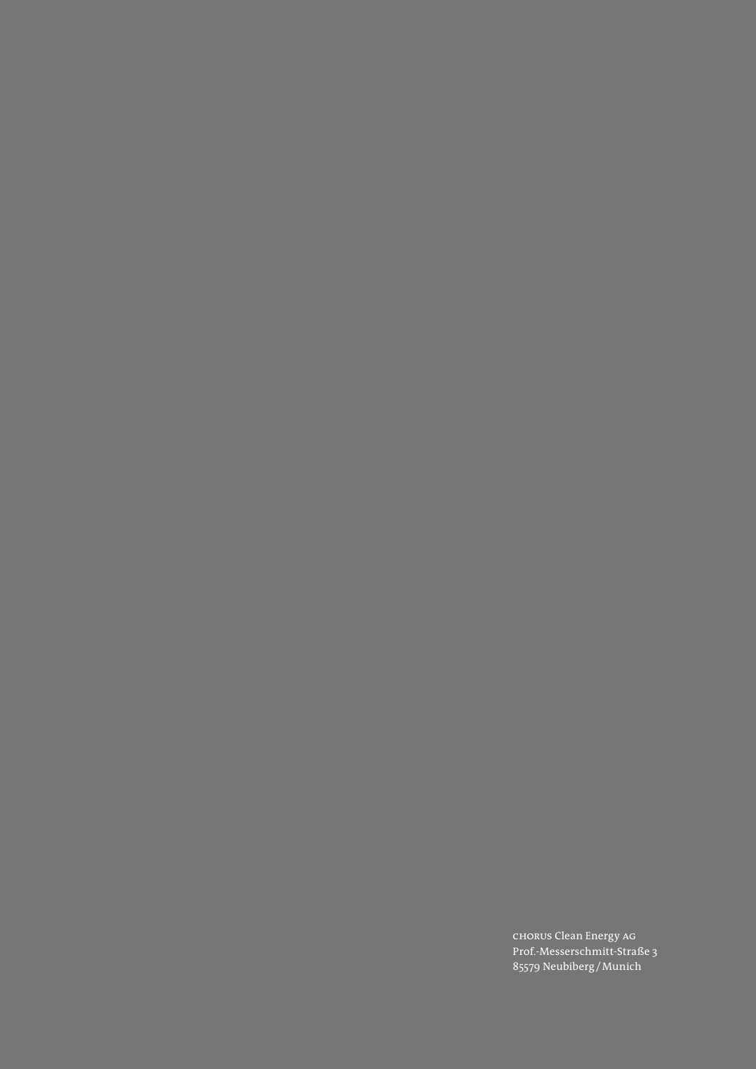CHORUS Clean Energy AG
Prof.-Messerschmitt-Straße 3
85579 Neubiberg / Munich